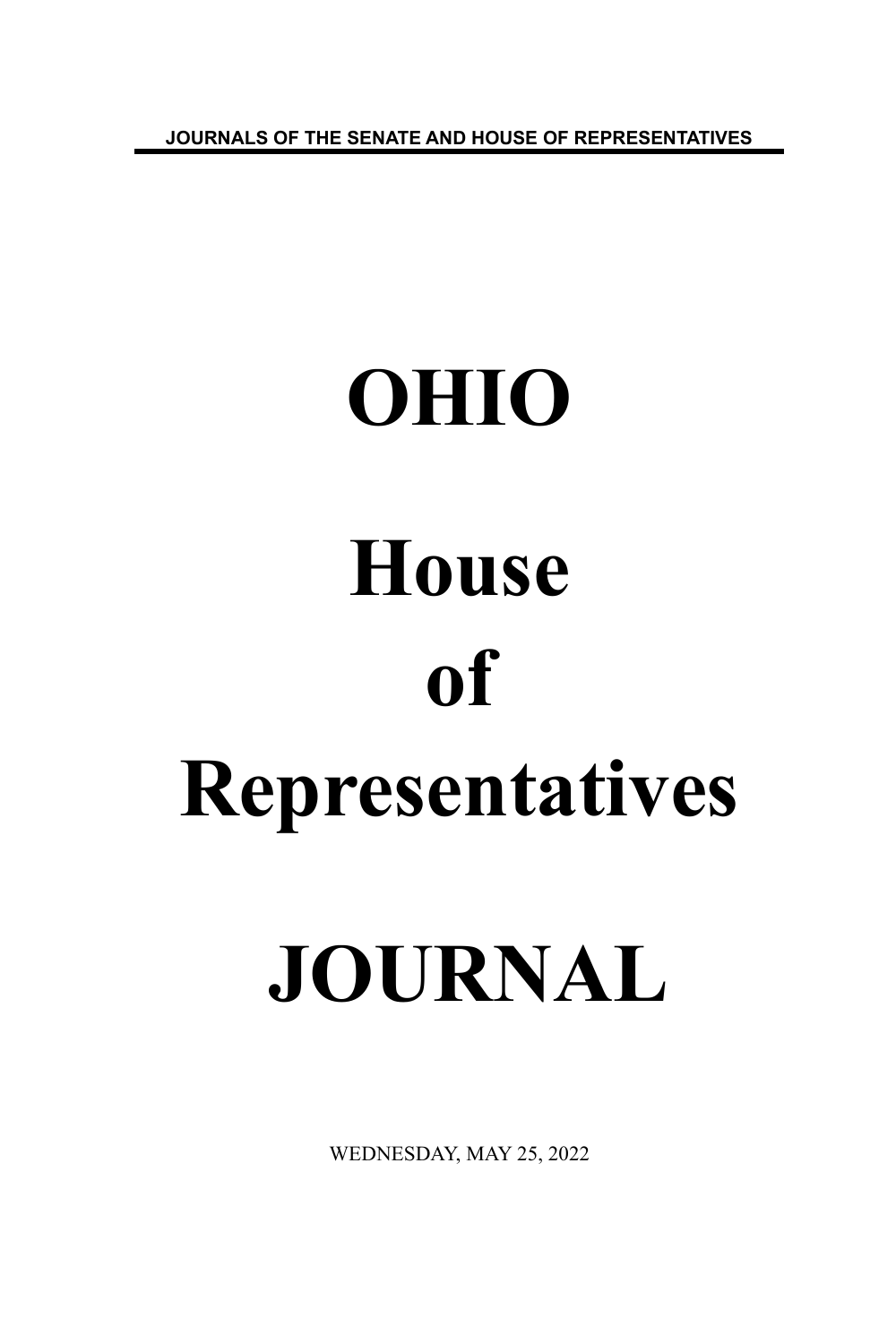JOURNALS OF THE SENATE AND HOUSE OF REPRESENTATIVES

# OHIO

# House

# of

# Representatives

# JOURNAL

WEDNESDAY, MAY 25, 2022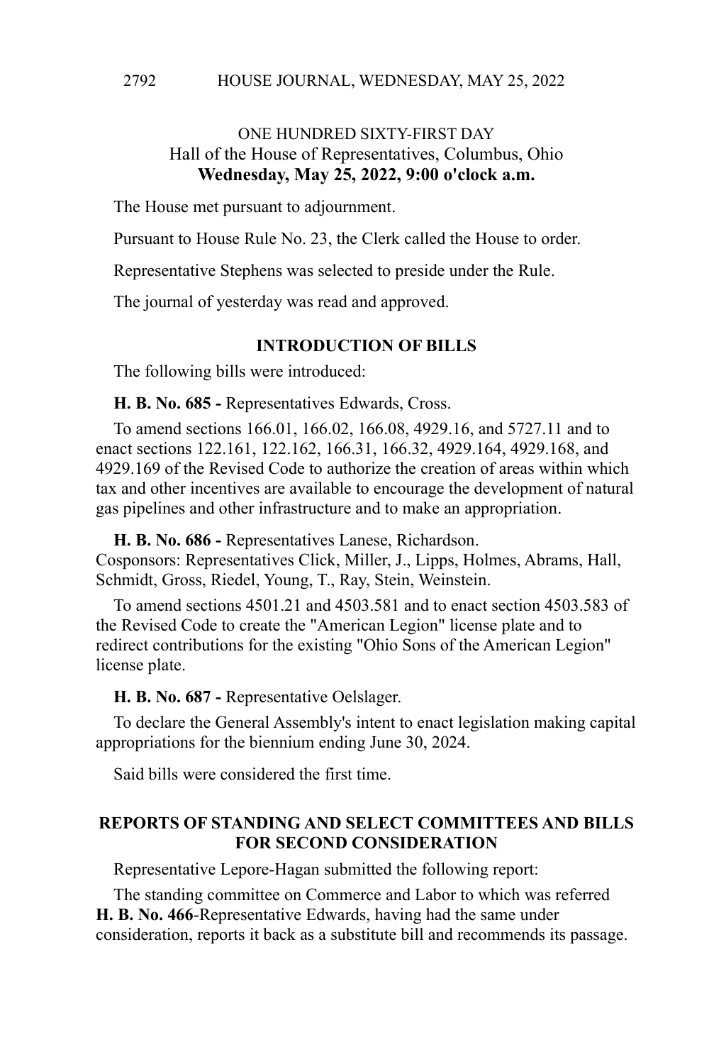## ONE HUNDRED SIXTY-FIRST DAY
### Hall of the House of Representatives, Columbus, Ohio
### **Wednesday, May 25, 2022, 9:00 o'clock a.m.**

The House met pursuant to adjournment.

Pursuant to House Rule No. 23, the Clerk called the House to order.

Representative Stephens was selected to preside under the Rule.

The journal of yesterday was read and approved.

## INTRODUCTION OF BILLS

The following bills were introduced:

**H. B. No. 685 -** Representatives Edwards, Cross.

To amend sections 166.01, 166.02, 166.08, 4929.16, and 5727.11 and to enact sections 122.161, 122.162, 166.31, 166.32, 4929.164, 4929.168, and 4929.169 of the Revised Code to authorize the creation of areas within which tax and other incentives are available to encourage the development of natural gas pipelines and other infrastructure and to make an appropriation.

**H. B. No. 686 -** Representatives Lanese, Richardson.
Cosponsors: Representatives Click, Miller, J., Lipps, Holmes, Abrams, Hall, Schmidt, Gross, Riedel, Young, T., Ray, Stein, Weinstein.

To amend sections 4501.21 and 4503.581 and to enact section 4503.583 of the Revised Code to create the "American Legion" license plate and to redirect contributions for the existing "Ohio Sons of the American Legion" license plate.

**H. B. No. 687 -** Representative Oelslager.

To declare the General Assembly's intent to enact legislation making capital appropriations for the biennium ending June 30, 2024.

Said bills were considered the first time.

## REPORTS OF STANDING AND SELECT COMMITTEES AND BILLS FOR SECOND CONSIDERATION

Representative Lepore-Hagan submitted the following report:

The standing committee on Commerce and Labor to which was referred **H. B. No. 466**-Representative Edwards, having had the same under consideration, reports it back as a substitute bill and recommends its passage.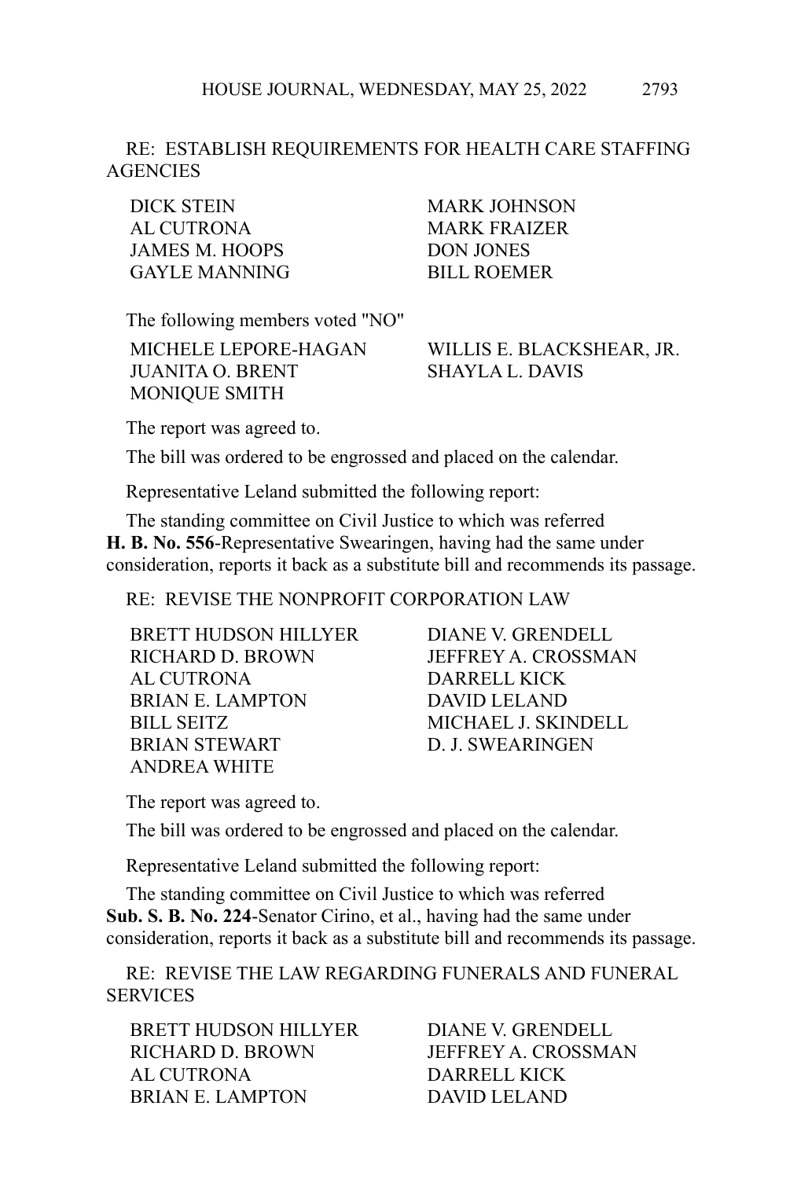RE: ESTABLISH REQUIREMENTS FOR HEALTH CARE STAFFING AGENCIES

| | |
|---|---|
| DICK STEIN | MARK JOHNSON |
| AL CUTRONA | MARK FRAIZER |
| JAMES M. HOOPS | DON JONES |
| GAYLE MANNING | BILL ROEMER |

The following members voted "NO"

| | |
|---|---|
| MICHELE LEPORE-HAGAN | WILLIS E. BLACKSHEAR, JR. |
| JUANITA O. BRENT | SHAYLA L. DAVIS |
| MONIQUE SMITH | |

The report was agreed to.

The bill was ordered to be engrossed and placed on the calendar.

Representative Leland submitted the following report:

The standing committee on Civil Justice to which was referred **H. B. No. 556**-Representative Swearingen, having had the same under consideration, reports it back as a substitute bill and recommends its passage.

RE: REVISE THE NONPROFIT CORPORATION LAW

| | |
|---|---|
| BRETT HUDSON HILLYER | DIANE V. GRENDELL |
| RICHARD D. BROWN | JEFFREY A. CROSSMAN |
| AL CUTRONA | DARRELL KICK |
| BRIAN E. LAMPTON | DAVID LELAND |
| BILL SEITZ | MICHAEL J. SKINDELL |
| BRIAN STEWART | D. J. SWEARINGEN |
| ANDREA WHITE | |

The report was agreed to.

The bill was ordered to be engrossed and placed on the calendar.

Representative Leland submitted the following report:

The standing committee on Civil Justice to which was referred **Sub. S. B. No. 224**-Senator Cirino, et al., having had the same under consideration, reports it back as a substitute bill and recommends its passage.

RE: REVISE THE LAW REGARDING FUNERALS AND FUNERAL SERVICES

| | |
|---|---|
| BRETT HUDSON HILLYER | DIANE V. GRENDELL |
| RICHARD D. BROWN | JEFFREY A. CROSSMAN |
| AL CUTRONA | DARRELL KICK |
| BRIAN E. LAMPTON | DAVID LELAND |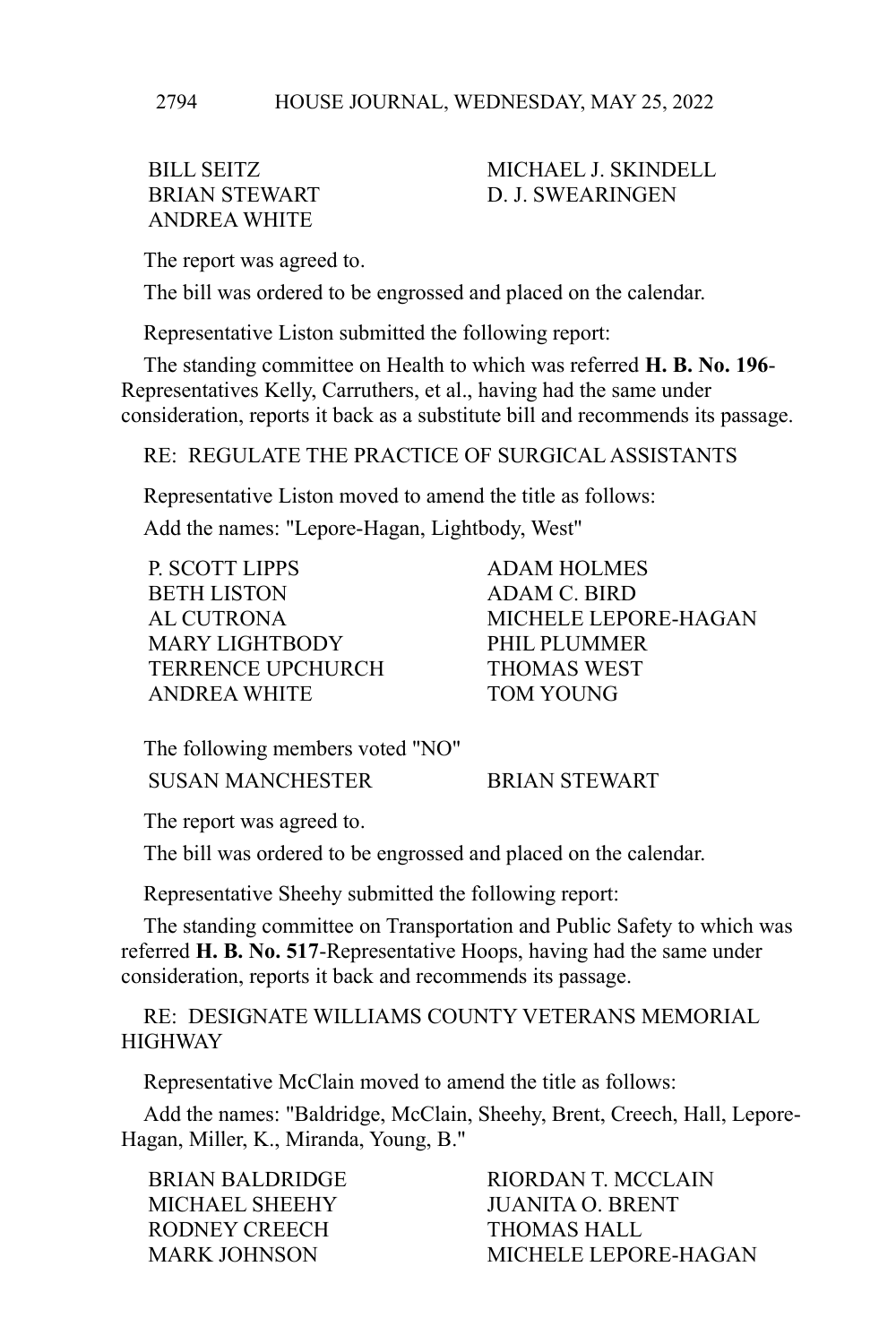| | |
|---|---|
| BILL SEITZ | MICHAEL J. SKINDELL |
| BRIAN STEWART | D. J. SWEARINGEN |
| ANDREA WHITE | |

The report was agreed to.

The bill was ordered to be engrossed and placed on the calendar.

Representative Liston submitted the following report:

The standing committee on Health to which was referred **H. B. No. 196**-Representatives Kelly, Carruthers, et al., having had the same under consideration, reports it back as a substitute bill and recommends its passage.

RE: REGULATE THE PRACTICE OF SURGICAL ASSISTANTS

Representative Liston moved to amend the title as follows:

Add the names: "Lepore-Hagan, Lightbody, West"

| | |
|---|---|
| P. SCOTT LIPPS | ADAM HOLMES |
| BETH LISTON | ADAM C. BIRD |
| AL CUTRONA | MICHELE LEPORE-HAGAN |
| MARY LIGHTBODY | PHIL PLUMMER |
| TERRENCE UPCHURCH | THOMAS WEST |
| ANDREA WHITE | TOM YOUNG |

The following members voted "NO"

| | |
|---|---|
| SUSAN MANCHESTER | BRIAN STEWART |

The report was agreed to.

The bill was ordered to be engrossed and placed on the calendar.

Representative Sheehy submitted the following report:

The standing committee on Transportation and Public Safety to which was referred **H. B. No. 517**-Representative Hoops, having had the same under consideration, reports it back and recommends its passage.

RE: DESIGNATE WILLIAMS COUNTY VETERANS MEMORIAL HIGHWAY

Representative McClain moved to amend the title as follows:

Add the names: "Baldridge, McClain, Sheehy, Brent, Creech, Hall, Lepore-Hagan, Miller, K., Miranda, Young, B."

| | |
|---|---|
| BRIAN BALDRIDGE | RIORDAN T. MCCLAIN |
| MICHAEL SHEEHY | JUANITA O. BRENT |
| RODNEY CREECH | THOMAS HALL |
| MARK JOHNSON | MICHELE LEPORE-HAGAN |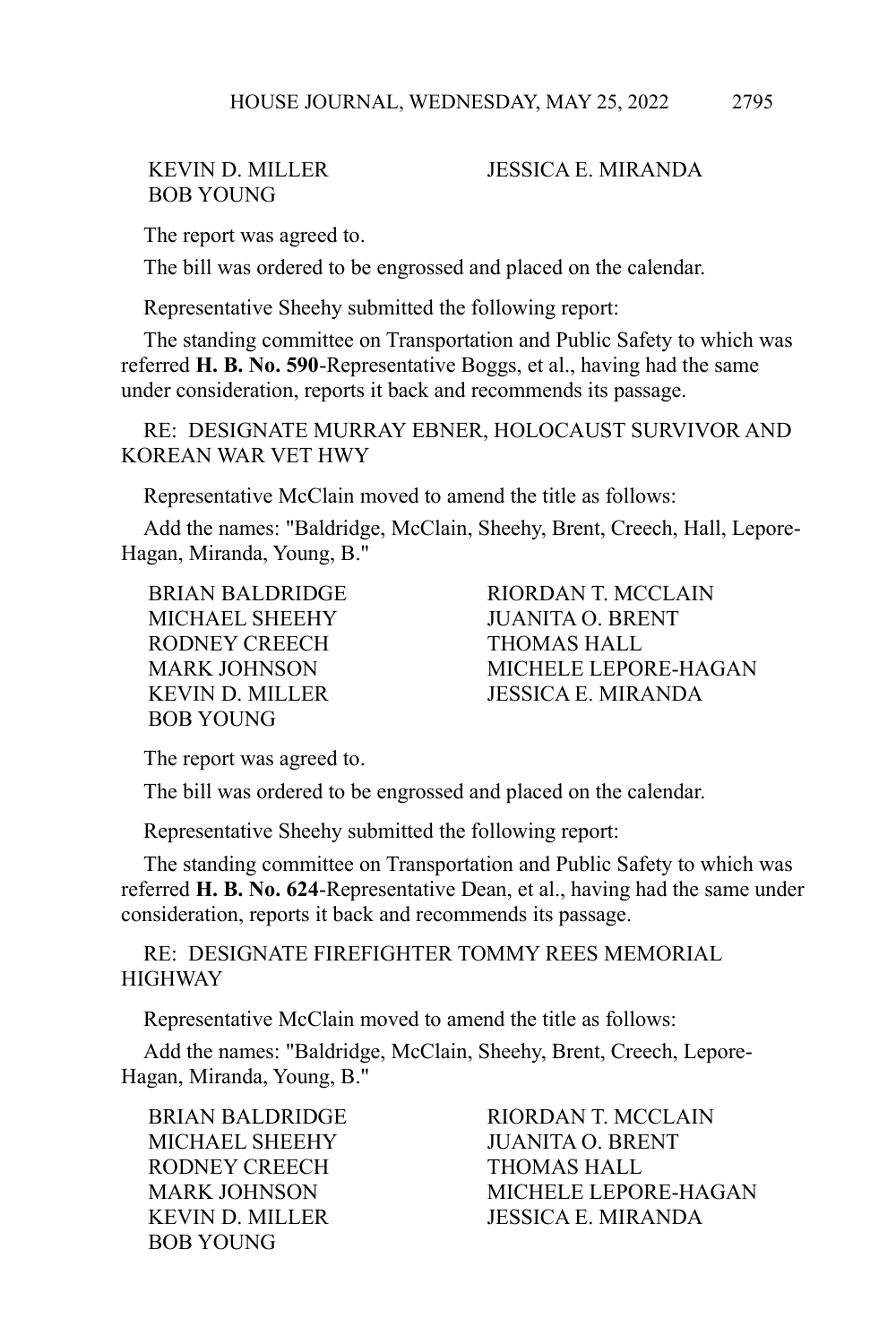| | |
|---|---|
| KEVIN D. MILLER | JESSICA E. MIRANDA |
| BOB YOUNG | |

The report was agreed to.

The bill was ordered to be engrossed and placed on the calendar.

Representative Sheehy submitted the following report:

The standing committee on Transportation and Public Safety to which was referred **H. B. No. 590**-Representative Boggs, et al., having had the same under consideration, reports it back and recommends its passage.

RE: DESIGNATE MURRAY EBNER, HOLOCAUST SURVIVOR AND KOREAN WAR VET HWY

Representative McClain moved to amend the title as follows:

Add the names: "Baldridge, McClain, Sheehy, Brent, Creech, Hall, Lepore-Hagan, Miranda, Young, B."

| | |
|---|---|
| BRIAN BALDRIDGE | RIORDAN T. MCCLAIN |
| MICHAEL SHEEHY | JUANITA O. BRENT |
| RODNEY CREECH | THOMAS HALL |
| MARK JOHNSON | MICHELE LEPORE-HAGAN |
| KEVIN D. MILLER | JESSICA E. MIRANDA |
| BOB YOUNG | |

The report was agreed to.

The bill was ordered to be engrossed and placed on the calendar.

Representative Sheehy submitted the following report:

The standing committee on Transportation and Public Safety to which was referred **H. B. No. 624**-Representative Dean, et al., having had the same under consideration, reports it back and recommends its passage.

RE: DESIGNATE FIREFIGHTER TOMMY REES MEMORIAL HIGHWAY

Representative McClain moved to amend the title as follows:

Add the names: "Baldridge, McClain, Sheehy, Brent, Creech, Lepore-Hagan, Miranda, Young, B."

| | |
|---|---|
| BRIAN BALDRIDGE | RIORDAN T. MCCLAIN |
| MICHAEL SHEEHY | JUANITA O. BRENT |
| RODNEY CREECH | THOMAS HALL |
| MARK JOHNSON | MICHELE LEPORE-HAGAN |
| KEVIN D. MILLER | JESSICA E. MIRANDA |
| BOB YOUNG | |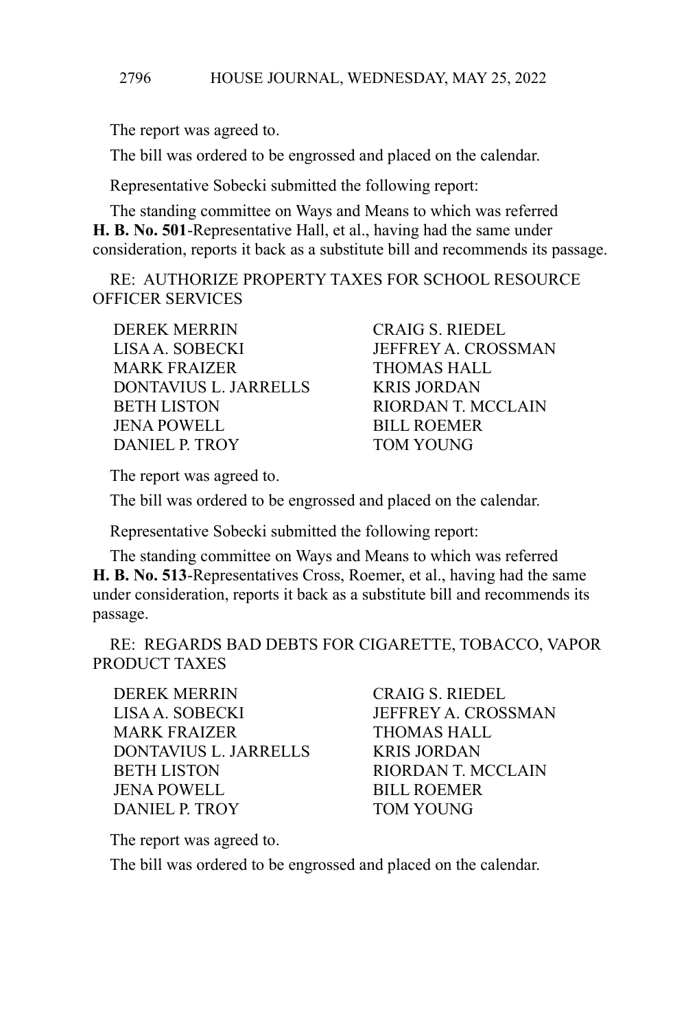The report was agreed to.

The bill was ordered to be engrossed and placed on the calendar.

Representative Sobecki submitted the following report:

The standing committee on Ways and Means to which was referred **H. B. No. 501**-Representative Hall, et al., having had the same under consideration, reports it back as a substitute bill and recommends its passage.

RE: AUTHORIZE PROPERTY TAXES FOR SCHOOL RESOURCE OFFICER SERVICES

| | |
|---|---|
| DEREK MERRIN | CRAIG S. RIEDEL |
| LISA A. SOBECKI | JEFFREY A. CROSSMAN |
| MARK FRAIZER | THOMAS HALL |
| DONTAVIUS L. JARRELLS | KRIS JORDAN |
| BETH LISTON | RIORDAN T. MCCLAIN |
| JENA POWELL | BILL ROEMER |
| DANIEL P. TROY | TOM YOUNG |

The report was agreed to.

The bill was ordered to be engrossed and placed on the calendar.

Representative Sobecki submitted the following report:

The standing committee on Ways and Means to which was referred **H. B. No. 513**-Representatives Cross, Roemer, et al., having had the same under consideration, reports it back as a substitute bill and recommends its passage.

RE: REGARDS BAD DEBTS FOR CIGARETTE, TOBACCO, VAPOR PRODUCT TAXES

| | |
|---|---|
| DEREK MERRIN | CRAIG S. RIEDEL |
| LISA A. SOBECKI | JEFFREY A. CROSSMAN |
| MARK FRAIZER | THOMAS HALL |
| DONTAVIUS L. JARRELLS | KRIS JORDAN |
| BETH LISTON | RIORDAN T. MCCLAIN |
| JENA POWELL | BILL ROEMER |
| DANIEL P. TROY | TOM YOUNG |

The report was agreed to.

The bill was ordered to be engrossed and placed on the calendar.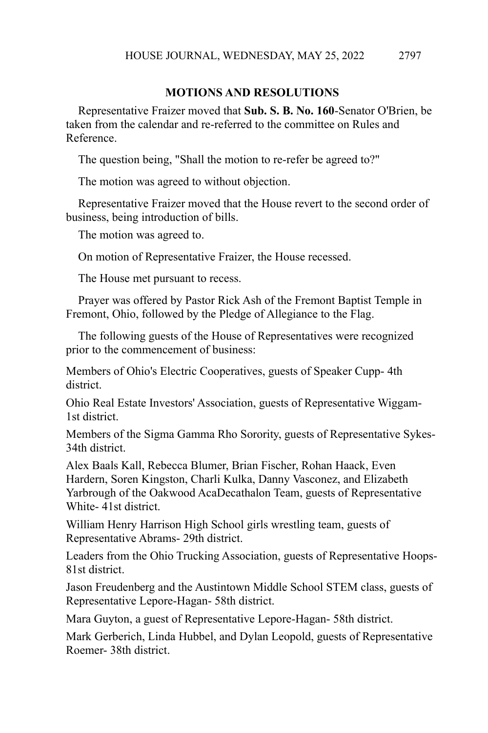## MOTIONS AND RESOLUTIONS

Representative Fraizer moved that **Sub. S. B. No. 160**-Senator O'Brien, be taken from the calendar and re-referred to the committee on Rules and Reference.

The question being, "Shall the motion to re-refer be agreed to?"

The motion was agreed to without objection.

Representative Fraizer moved that the House revert to the second order of business, being introduction of bills.

The motion was agreed to.

On motion of Representative Fraizer, the House recessed.

The House met pursuant to recess.

Prayer was offered by Pastor Rick Ash of the Fremont Baptist Temple in Fremont, Ohio, followed by the Pledge of Allegiance to the Flag.

The following guests of the House of Representatives were recognized prior to the commencement of business:

Members of Ohio's Electric Cooperatives, guests of Speaker Cupp- 4th district.

Ohio Real Estate Investors' Association, guests of Representative Wiggam- 1st district.

Members of the Sigma Gamma Rho Sorority, guests of Representative Sykes- 34th district.

Alex Baals Kall, Rebecca Blumer, Brian Fischer, Rohan Haack, Even Hardern, Soren Kingston, Charli Kulka, Danny Vasconez, and Elizabeth Yarbrough of the Oakwood AcaDecathalon Team, guests of Representative White- 41st district.

William Henry Harrison High School girls wrestling team, guests of Representative Abrams- 29th district.

Leaders from the Ohio Trucking Association, guests of Representative Hoops- 81st district.

Jason Freudenberg and the Austintown Middle School STEM class, guests of Representative Lepore-Hagan- 58th district.

Mara Guyton, a guest of Representative Lepore-Hagan- 58th district.

Mark Gerberich, Linda Hubbel, and Dylan Leopold, guests of Representative Roemer- 38th district.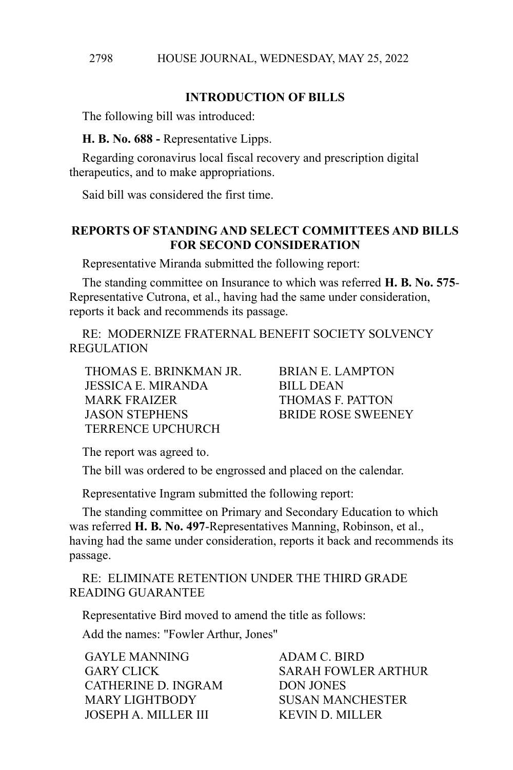## INTRODUCTION OF BILLS

The following bill was introduced:

**H. B. No. 688 -** Representative Lipps.

Regarding coronavirus local fiscal recovery and prescription digital therapeutics, and to make appropriations.

Said bill was considered the first time.

## REPORTS OF STANDING AND SELECT COMMITTEES AND BILLS FOR SECOND CONSIDERATION

Representative Miranda submitted the following report:

The standing committee on Insurance to which was referred **H. B. No. 575**-Representative Cutrona, et al., having had the same under consideration, reports it back and recommends its passage.

RE: MODERNIZE FRATERNAL BENEFIT SOCIETY SOLVENCY REGULATION

THOMAS E. BRINKMAN JR.
BRIAN E. LAMPTON
JESSICA E. MIRANDA
BILL DEAN
MARK FRAIZER
THOMAS F. PATTON
JASON STEPHENS
BRIDE ROSE SWEENEY
TERRENCE UPCHURCH

The report was agreed to.

The bill was ordered to be engrossed and placed on the calendar.

Representative Ingram submitted the following report:

The standing committee on Primary and Secondary Education to which was referred **H. B. No. 497**-Representatives Manning, Robinson, et al., having had the same under consideration, reports it back and recommends its passage.

RE: ELIMINATE RETENTION UNDER THE THIRD GRADE READING GUARANTEE

Representative Bird moved to amend the title as follows:

Add the names: "Fowler Arthur, Jones"

GAYLE MANNING
ADAM C. BIRD
GARY CLICK
SARAH FOWLER ARTHUR
CATHERINE D. INGRAM
DON JONES
MARY LIGHTBODY
SUSAN MANCHESTER
JOSEPH A. MILLER III
KEVIN D. MILLER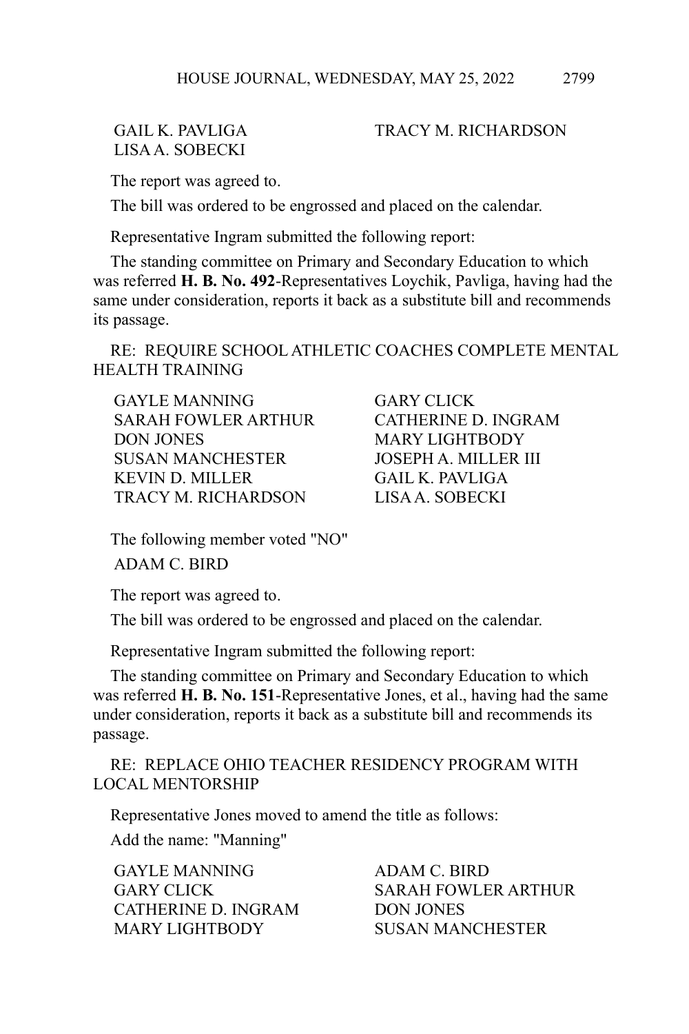GAIL K. PAVLIGA
TRACY M. RICHARDSON
LISA A. SOBECKI

The report was agreed to.

The bill was ordered to be engrossed and placed on the calendar.

Representative Ingram submitted the following report:

The standing committee on Primary and Secondary Education to which was referred **H. B. No. 492**-Representatives Loychik, Pavliga, having had the same under consideration, reports it back as a substitute bill and recommends its passage.

RE: REQUIRE SCHOOL ATHLETIC COACHES COMPLETE MENTAL HEALTH TRAINING

GAYLE MANNING
GARY CLICK
SARAH FOWLER ARTHUR
CATHERINE D. INGRAM
DON JONES
MARY LIGHTBODY
SUSAN MANCHESTER
JOSEPH A. MILLER III
KEVIN D. MILLER
GAIL K. PAVLIGA
TRACY M. RICHARDSON
LISA A. SOBECKI

The following member voted "NO"

ADAM C. BIRD

The report was agreed to.

The bill was ordered to be engrossed and placed on the calendar.

Representative Ingram submitted the following report:

The standing committee on Primary and Secondary Education to which was referred **H. B. No. 151**-Representative Jones, et al., having had the same under consideration, reports it back as a substitute bill and recommends its passage.

RE: REPLACE OHIO TEACHER RESIDENCY PROGRAM WITH LOCAL MENTORSHIP

Representative Jones moved to amend the title as follows:

Add the name: "Manning"

GAYLE MANNING
ADAM C. BIRD
GARY CLICK
SARAH FOWLER ARTHUR
CATHERINE D. INGRAM
DON JONES
MARY LIGHTBODY
SUSAN MANCHESTER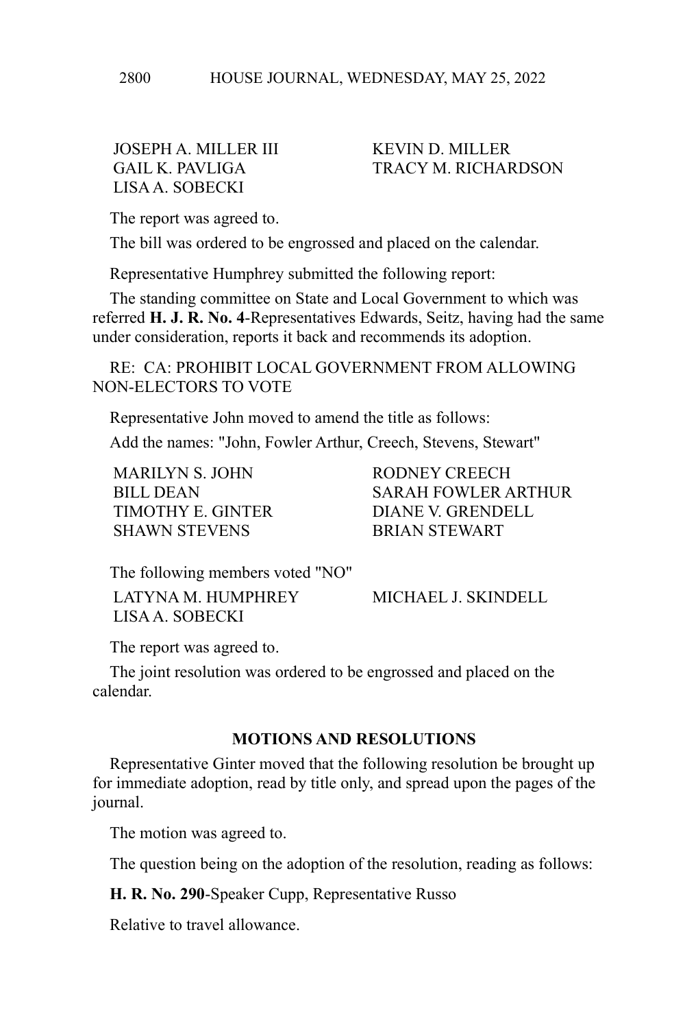JOSEPH A. MILLER III
KEVIN D. MILLER
GAIL K. PAVLIGA
TRACY M. RICHARDSON
LISA A. SOBECKI

The report was agreed to.

The bill was ordered to be engrossed and placed on the calendar.

Representative Humphrey submitted the following report:

The standing committee on State and Local Government to which was referred **H. J. R. No. 4**-Representatives Edwards, Seitz, having had the same under consideration, reports it back and recommends its adoption.

RE: CA: PROHIBIT LOCAL GOVERNMENT FROM ALLOWING NON-ELECTORS TO VOTE

Representative John moved to amend the title as follows:

Add the names: "John, Fowler Arthur, Creech, Stevens, Stewart"

MARILYN S. JOHN
RODNEY CREECH
BILL DEAN
SARAH FOWLER ARTHUR
TIMOTHY E. GINTER
DIANE V. GRENDELL
SHAWN STEVENS
BRIAN STEWART

The following members voted "NO"

LATYNA M. HUMPHREY
MICHAEL J. SKINDELL
LISA A. SOBECKI

The report was agreed to.

The joint resolution was ordered to be engrossed and placed on the calendar.

## MOTIONS AND RESOLUTIONS

Representative Ginter moved that the following resolution be brought up for immediate adoption, read by title only, and spread upon the pages of the journal.

The motion was agreed to.

The question being on the adoption of the resolution, reading as follows:

**H. R. No. 290**-Speaker Cupp, Representative Russo

Relative to travel allowance.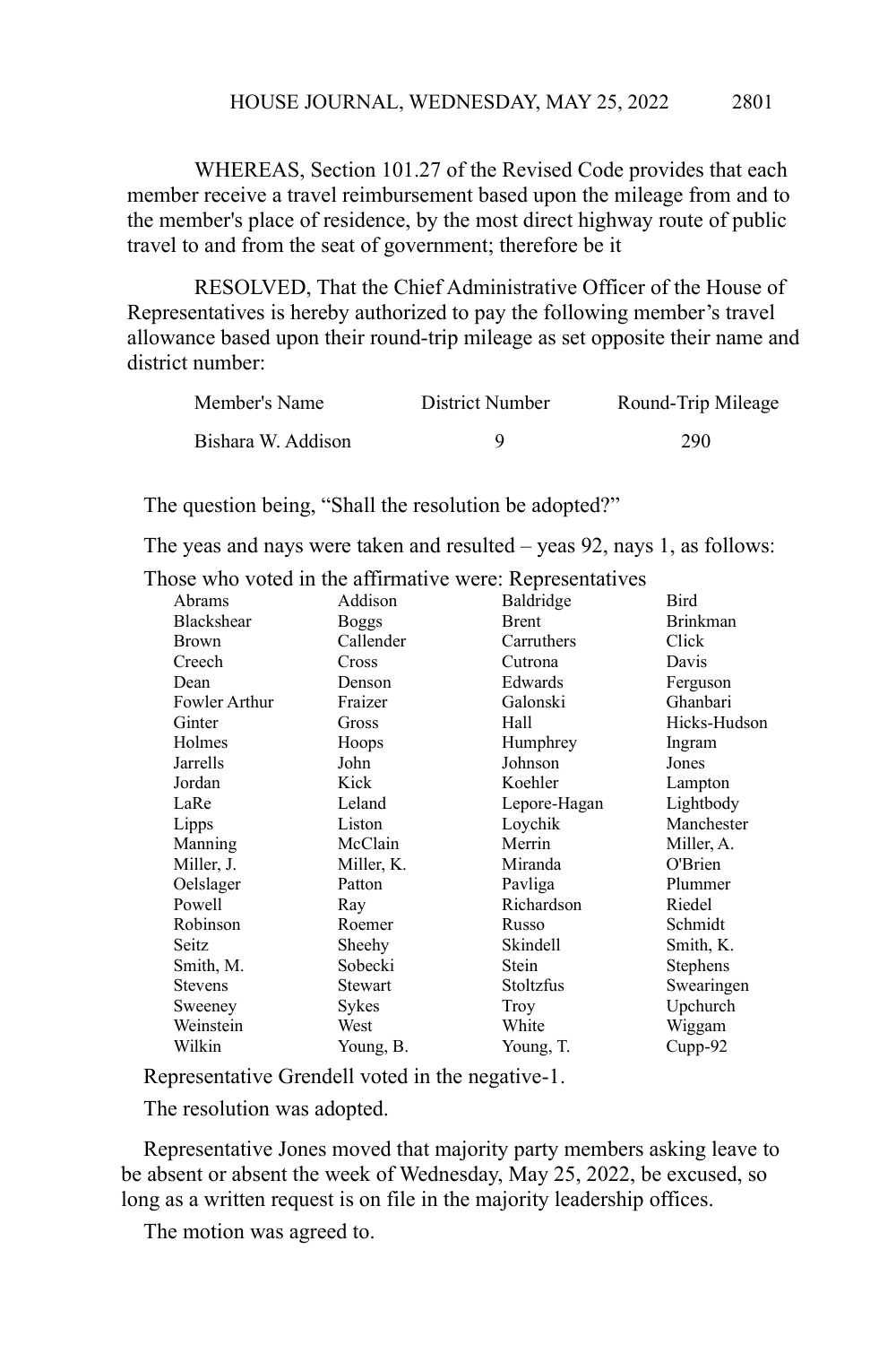WHEREAS, Section 101.27 of the Revised Code provides that each member receive a travel reimbursement based upon the mileage from and to the member's place of residence, by the most direct highway route of public travel to and from the seat of government; therefore be it

RESOLVED, That the Chief Administrative Officer of the House of Representatives is hereby authorized to pay the following member's travel allowance based upon their round-trip mileage as set opposite their name and district number:

| Member's Name | District Number | Round-Trip Mileage |
|---|---|---|
| Bishara W. Addison | 9 | 290 |

The question being, "Shall the resolution be adopted?"

The yeas and nays were taken and resulted – yeas 92, nays 1, as follows:

Those who voted in the affirmative were: Representatives

| | | | |
|---|---|---|---|
| Abrams | Addison | Baldridge | Bird |
| Blackshear | Boggs | Brent | Brinkman |
| Brown | Callender | Carruthers | Click |
| Creech | Cross | Cutrona | Davis |
| Dean | Denson | Edwards | Ferguson |
| Fowler Arthur | Fraizer | Galonski | Ghanbari |
| Ginter | Gross | Hall | Hicks-Hudson |
| Holmes | Hoops | Humphrey | Ingram |
| Jarrells | John | Johnson | Jones |
| Jordan | Kick | Koehler | Lampton |
| LaRe | Leland | Lepore-Hagan | Lightbody |
| Lipps | Liston | Loychik | Manchester |
| Manning | McClain | Merrin | Miller, A. |
| Miller, J. | Miller, K. | Miranda | O'Brien |
| Oelslager | Patton | Pavliga | Plummer |
| Powell | Ray | Richardson | Riedel |
| Robinson | Roemer | Russo | Schmidt |
| Seitz | Sheehy | Skindell | Smith, K. |
| Smith, M. | Sobecki | Stein | Stephens |
| Stevens | Stewart | Stoltzfus | Swearingen |
| Sweeney | Sykes | Troy | Upchurch |
| Weinstein | West | White | Wiggam |
| Wilkin | Young, B. | Young, T. | Cupp-92 |

Representative Grendell voted in the negative-1.

The resolution was adopted.

Representative Jones moved that majority party members asking leave to be absent or absent the week of Wednesday, May 25, 2022, be excused, so long as a written request is on file in the majority leadership offices.

The motion was agreed to.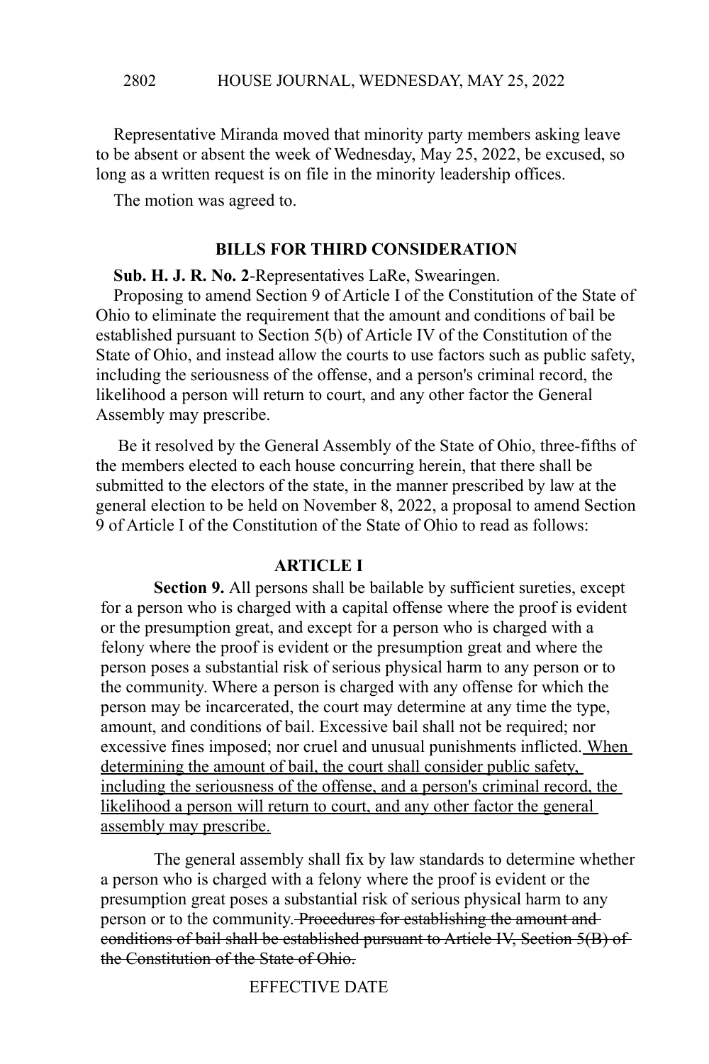Representative Miranda moved that minority party members asking leave to be absent or absent the week of Wednesday, May 25, 2022, be excused, so long as a written request is on file in the minority leadership offices.

The motion was agreed to.

## BILLS FOR THIRD CONSIDERATION

**Sub. H. J. R. No. 2**-Representatives LaRe, Swearingen.

Proposing to amend Section 9 of Article I of the Constitution of the State of Ohio to eliminate the requirement that the amount and conditions of bail be established pursuant to Section 5(b) of Article IV of the Constitution of the State of Ohio, and instead allow the courts to use factors such as public safety, including the seriousness of the offense, and a person's criminal record, the likelihood a person will return to court, and any other factor the General Assembly may prescribe.

Be it resolved by the General Assembly of the State of Ohio, three-fifths of the members elected to each house concurring herein, that there shall be submitted to the electors of the state, in the manner prescribed by law at the general election to be held on November 8, 2022, a proposal to amend Section 9 of Article I of the Constitution of the State of Ohio to read as follows:

**ARTICLE I**

**Section 9.** All persons shall be bailable by sufficient sureties, except for a person who is charged with a capital offense where the proof is evident or the presumption great, and except for a person who is charged with a felony where the proof is evident or the presumption great and where the person poses a substantial risk of serious physical harm to any person or to the community. Where a person is charged with any offense for which the person may be incarcerated, the court may determine at any time the type, amount, and conditions of bail. Excessive bail shall not be required; nor excessive fines imposed; nor cruel and unusual punishments inflicted. <u>When determining the amount of bail, the court shall consider public safety, including the seriousness of the offense, and a person's criminal record, the likelihood a person will return to court, and any other factor the general assembly may prescribe.</u>

The general assembly shall fix by law standards to determine whether a person who is charged with a felony where the proof is evident or the presumption great poses a substantial risk of serious physical harm to any person or to the community. ~~Procedures for establishing the amount and conditions of bail shall be established pursuant to Article IV, Section 5(B) of the Constitution of the State of Ohio.~~

EFFECTIVE DATE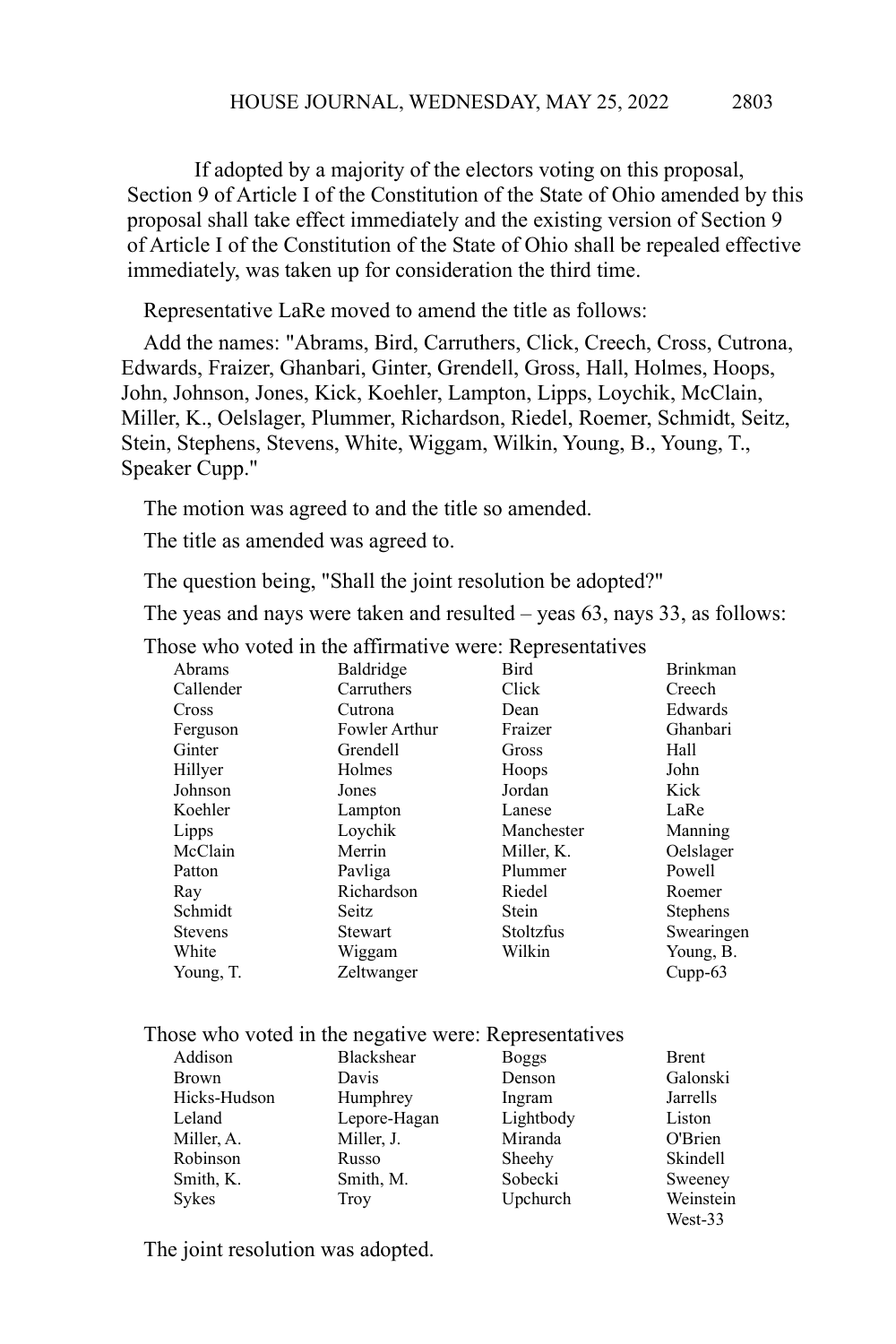If adopted by a majority of the electors voting on this proposal, Section 9 of Article I of the Constitution of the State of Ohio amended by this proposal shall take effect immediately and the existing version of Section 9 of Article I of the Constitution of the State of Ohio shall be repealed effective immediately, was taken up for consideration the third time.

Representative LaRe moved to amend the title as follows:

Add the names: "Abrams, Bird, Carruthers, Click, Creech, Cross, Cutrona, Edwards, Fraizer, Ghanbari, Ginter, Grendell, Gross, Hall, Holmes, Hoops, John, Johnson, Jones, Kick, Koehler, Lampton, Lipps, Loychik, McClain, Miller, K., Oelslager, Plummer, Richardson, Riedel, Roemer, Schmidt, Seitz, Stein, Stephens, Stevens, White, Wiggam, Wilkin, Young, B., Young, T., Speaker Cupp."

The motion was agreed to and the title so amended.

The title as amended was agreed to.

The question being, "Shall the joint resolution be adopted?"

The yeas and nays were taken and resulted – yeas 63, nays 33, as follows:

Those who voted in the affirmative were: Representatives

| | | | |
|---|---|---|---|
| Abrams | Baldridge | Bird | Brinkman |
| Callender | Carruthers | Click | Creech |
| Cross | Cutrona | Dean | Edwards |
| Ferguson | Fowler Arthur | Fraizer | Ghanbari |
| Ginter | Grendell | Gross | Hall |
| Hillyer | Holmes | Hoops | John |
| Johnson | Jones | Jordan | Kick |
| Koehler | Lampton | Lanese | LaRe |
| Lipps | Loychik | Manchester | Manning |
| McClain | Merrin | Miller, K. | Oelslager |
| Patton | Pavliga | Plummer | Powell |
| Ray | Richardson | Riedel | Roemer |
| Schmidt | Seitz | Stein | Stephens |
| Stevens | Stewart | Stoltzfus | Swearingen |
| White | Wiggam | Wilkin | Young, B. |
| Young, T. | Zeltwanger | | Cupp-63 |

Those who voted in the negative were: Representatives

| | | | |
|---|---|---|---|
| Addison | Blackshear | Boggs | Brent |
| Brown | Davis | Denson | Galonski |
| Hicks-Hudson | Humphrey | Ingram | Jarrells |
| Leland | Lepore-Hagan | Lightbody | Liston |
| Miller, A. | Miller, J. | Miranda | O'Brien |
| Robinson | Russo | Sheehy | Skindell |
| Smith, K. | Smith, M. | Sobecki | Sweeney |
| Sykes | Troy | Upchurch | Weinstein |
| | | | West-33 |

The joint resolution was adopted.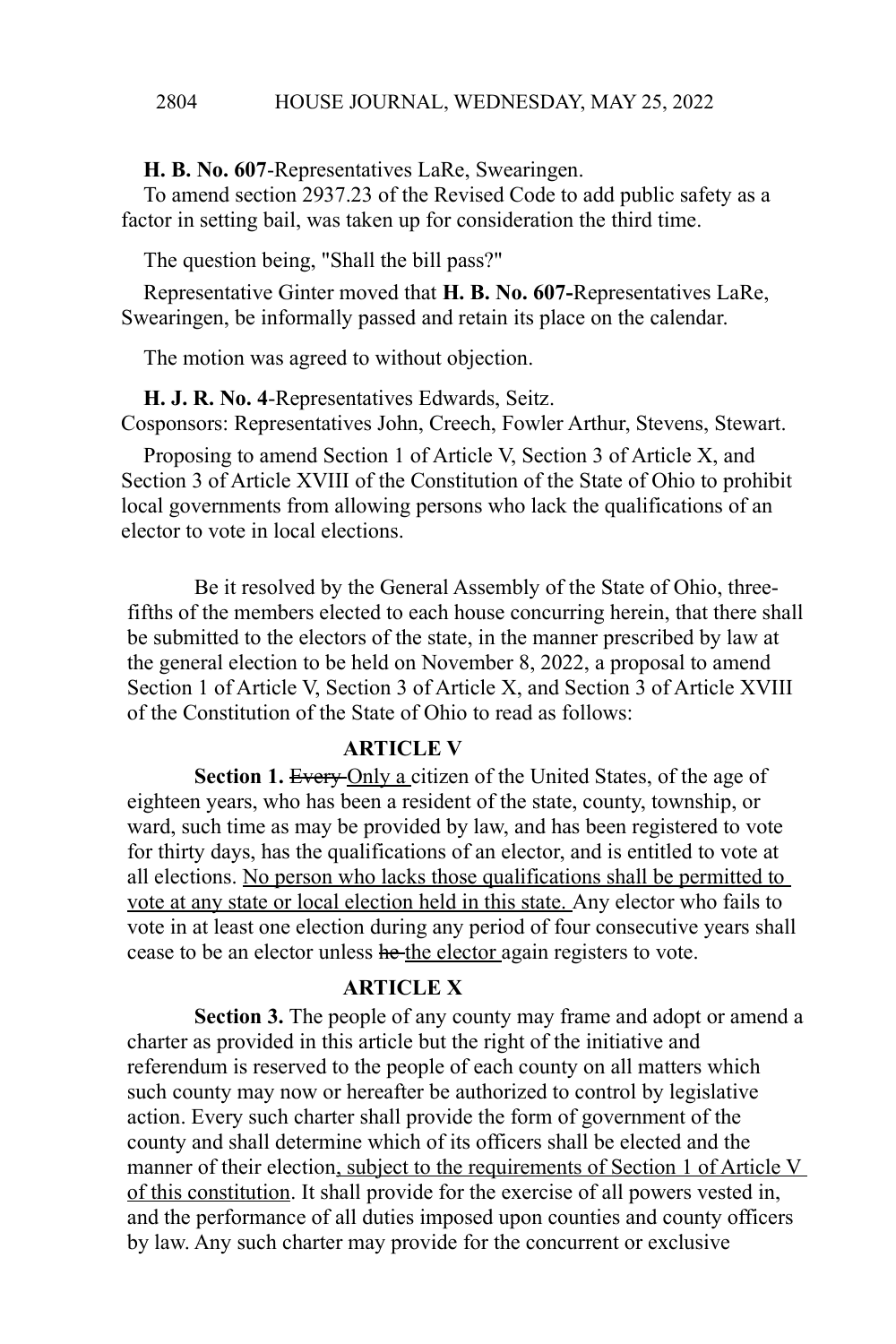**H. B. No. 607**-Representatives LaRe, Swearingen.

To amend section 2937.23 of the Revised Code to add public safety as a factor in setting bail, was taken up for consideration the third time.

The question being, "Shall the bill pass?"

Representative Ginter moved that **H. B. No. 607-**Representatives LaRe, Swearingen, be informally passed and retain its place on the calendar.

The motion was agreed to without objection.

**H. J. R. No. 4**-Representatives Edwards, Seitz.
Cosponsors: Representatives John, Creech, Fowler Arthur, Stevens, Stewart.

Proposing to amend Section 1 of Article V, Section 3 of Article X, and Section 3 of Article XVIII of the Constitution of the State of Ohio to prohibit local governments from allowing persons who lack the qualifications of an elector to vote in local elections.

Be it resolved by the General Assembly of the State of Ohio, three-fifths of the members elected to each house concurring herein, that there shall be submitted to the electors of the state, in the manner prescribed by law at the general election to be held on November 8, 2022, a proposal to amend Section 1 of Article V, Section 3 of Article X, and Section 3 of Article XVIII of the Constitution of the State of Ohio to read as follows:

**ARTICLE V**

**Section 1.** ~~Every~~ <u>Only a</u> citizen of the United States, of the age of eighteen years, who has been a resident of the state, county, township, or ward, such time as may be provided by law, and has been registered to vote for thirty days, has the qualifications of an elector, and is entitled to vote at all elections. <u>No person who lacks those qualifications shall be permitted to vote at any state or local election held in this state.</u> Any elector who fails to vote in at least one election during any period of four consecutive years shall cease to be an elector unless ~~he~~ <u>the elector</u> again registers to vote.

**ARTICLE X**

**Section 3.** The people of any county may frame and adopt or amend a charter as provided in this article but the right of the initiative and referendum is reserved to the people of each county on all matters which such county may now or hereafter be authorized to control by legislative action. Every such charter shall provide the form of government of the county and shall determine which of its officers shall be elected and the manner of their election<u>, subject to the requirements of Section 1 of Article V of this constitution</u>. It shall provide for the exercise of all powers vested in, and the performance of all duties imposed upon counties and county officers by law. Any such charter may provide for the concurrent or exclusive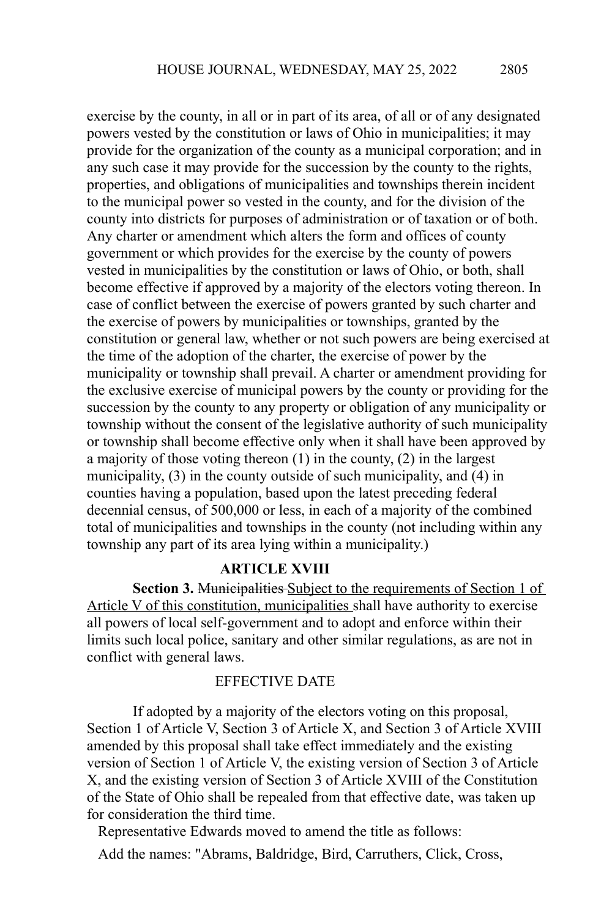exercise by the county, in all or in part of its area, of all or of any designated powers vested by the constitution or laws of Ohio in municipalities; it may provide for the organization of the county as a municipal corporation; and in any such case it may provide for the succession by the county to the rights, properties, and obligations of municipalities and townships therein incident to the municipal power so vested in the county, and for the division of the county into districts for purposes of administration or of taxation or of both. Any charter or amendment which alters the form and offices of county government or which provides for the exercise by the county of powers vested in municipalities by the constitution or laws of Ohio, or both, shall become effective if approved by a majority of the electors voting thereon. In case of conflict between the exercise of powers granted by such charter and the exercise of powers by municipalities or townships, granted by the constitution or general law, whether or not such powers are being exercised at the time of the adoption of the charter, the exercise of power by the municipality or township shall prevail. A charter or amendment providing for the exclusive exercise of municipal powers by the county or providing for the succession by the county to any property or obligation of any municipality or township without the consent of the legislative authority of such municipality or township shall become effective only when it shall have been approved by a majority of those voting thereon (1) in the county, (2) in the largest municipality, (3) in the county outside of such municipality, and (4) in counties having a population, based upon the latest preceding federal decennial census, of 500,000 or less, in each of a majority of the combined total of municipalities and townships in the county (not including within any township any part of its area lying within a municipality.)

**ARTICLE XVIII**

**Section 3.** ~~Municipalities~~ Subject to the requirements of Section 1 of Article V of this constitution, municipalities shall have authority to exercise all powers of local self-government and to adopt and enforce within their limits such local police, sanitary and other similar regulations, as are not in conflict with general laws.

EFFECTIVE DATE

If adopted by a majority of the electors voting on this proposal, Section 1 of Article V, Section 3 of Article X, and Section 3 of Article XVIII amended by this proposal shall take effect immediately and the existing version of Section 1 of Article V, the existing version of Section 3 of Article X, and the existing version of Section 3 of Article XVIII of the Constitution of the State of Ohio shall be repealed from that effective date, was taken up for consideration the third time.

Representative Edwards moved to amend the title as follows:

Add the names: "Abrams, Baldridge, Bird, Carruthers, Click, Cross,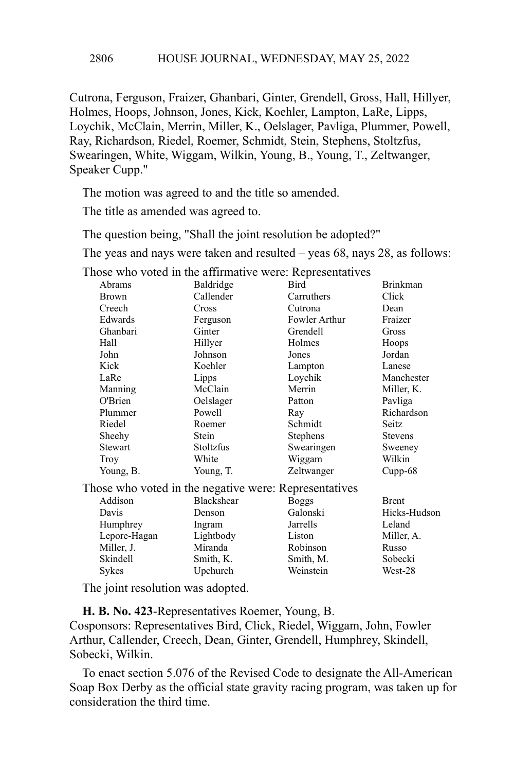Cutrona, Ferguson, Fraizer, Ghanbari, Ginter, Grendell, Gross, Hall, Hillyer, Holmes, Hoops, Johnson, Jones, Kick, Koehler, Lampton, LaRe, Lipps, Loychik, McClain, Merrin, Miller, K., Oelslager, Pavliga, Plummer, Powell, Ray, Richardson, Riedel, Roemer, Schmidt, Stein, Stephens, Stoltzfus, Swearingen, White, Wiggam, Wilkin, Young, B., Young, T., Zeltwanger, Speaker Cupp."

The motion was agreed to and the title so amended.

The title as amended was agreed to.

The question being, "Shall the joint resolution be adopted?"

The yeas and nays were taken and resulted – yeas 68, nays 28, as follows:

Those who voted in the affirmative were: Representatives

| | | | |
|---|---|---|---|
| Abrams | Baldridge | Bird | Brinkman |
| Brown | Callender | Carruthers | Click |
| Creech | Cross | Cutrona | Dean |
| Edwards | Ferguson | Fowler Arthur | Fraizer |
| Ghanbari | Ginter | Grendell | Gross |
| Hall | Hillyer | Holmes | Hoops |
| John | Johnson | Jones | Jordan |
| Kick | Koehler | Lampton | Lanese |
| LaRe | Lipps | Loychik | Manchester |
| Manning | McClain | Merrin | Miller, K. |
| O'Brien | Oelslager | Patton | Pavliga |
| Plummer | Powell | Ray | Richardson |
| Riedel | Roemer | Schmidt | Seitz |
| Sheehy | Stein | Stephens | Stevens |
| Stewart | Stoltzfus | Swearingen | Sweeney |
| Troy | White | Wiggam | Wilkin |
| Young, B. | Young, T. | Zeltwanger | Cupp-68 |

Those who voted in the negative were: Representatives

| | | | |
|---|---|---|---|
| Addison | Blackshear | Boggs | Brent |
| Davis | Denson | Galonski | Hicks-Hudson |
| Humphrey | Ingram | Jarrells | Leland |
| Lepore-Hagan | Lightbody | Liston | Miller, A. |
| Miller, J. | Miranda | Robinson | Russo |
| Skindell | Smith, K. | Smith, M. | Sobecki |
| Sykes | Upchurch | Weinstein | West-28 |

The joint resolution was adopted.

**H. B. No. 423**-Representatives Roemer, Young, B.
Cosponsors: Representatives Bird, Click, Riedel, Wiggam, John, Fowler Arthur, Callender, Creech, Dean, Ginter, Grendell, Humphrey, Skindell, Sobecki, Wilkin.

To enact section 5.076 of the Revised Code to designate the All-American Soap Box Derby as the official state gravity racing program, was taken up for consideration the third time.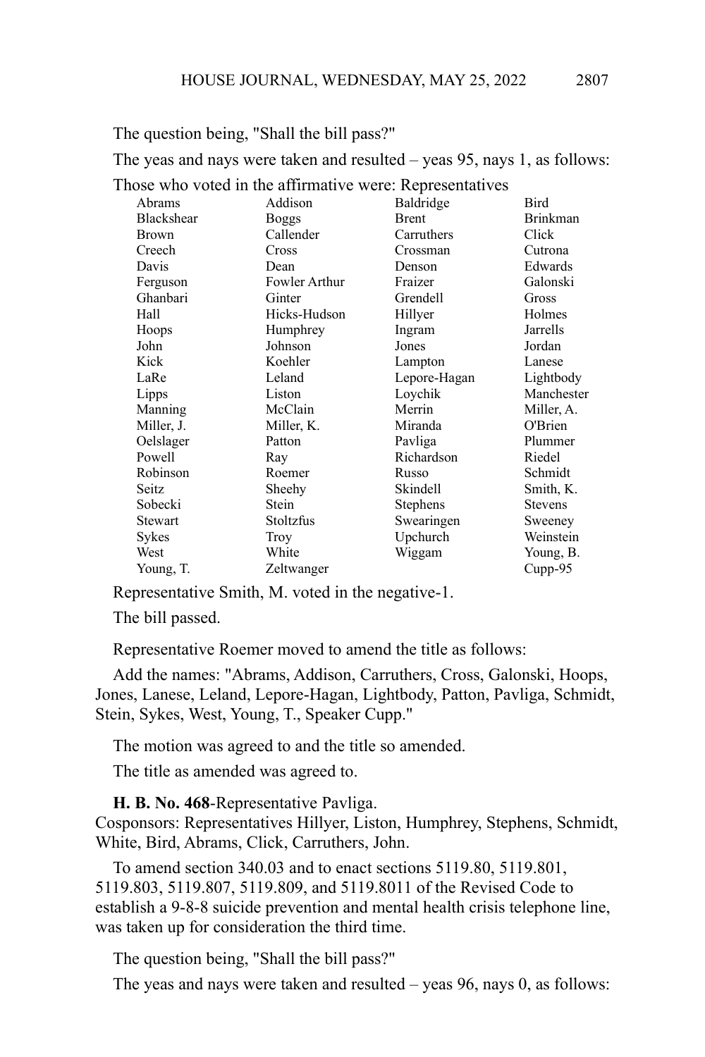The question being, "Shall the bill pass?"

The yeas and nays were taken and resulted – yeas 95, nays 1, as follows:

Those who voted in the affirmative were: Representatives

| | | | |
|---|---|---|---|
| Abrams | Addison | Baldridge | Bird |
| Blackshear | Boggs | Brent | Brinkman |
| Brown | Callender | Carruthers | Click |
| Creech | Cross | Crossman | Cutrona |
| Davis | Dean | Denson | Edwards |
| Ferguson | Fowler Arthur | Fraizer | Galonski |
| Ghanbari | Ginter | Grendell | Gross |
| Hall | Hicks-Hudson | Hillyer | Holmes |
| Hoops | Humphrey | Ingram | Jarrells |
| John | Johnson | Jones | Jordan |
| Kick | Koehler | Lampton | Lanese |
| LaRe | Leland | Lepore-Hagan | Lightbody |
| Lipps | Liston | Loychik | Manchester |
| Manning | McClain | Merrin | Miller, A. |
| Miller, J. | Miller, K. | Miranda | O'Brien |
| Oelslager | Patton | Pavliga | Plummer |
| Powell | Ray | Richardson | Riedel |
| Robinson | Roemer | Russo | Schmidt |
| Seitz | Sheehy | Skindell | Smith, K. |
| Sobecki | Stein | Stephens | Stevens |
| Stewart | Stoltzfus | Swearingen | Sweeney |
| Sykes | Troy | Upchurch | Weinstein |
| West | White | Wiggam | Young, B. |
| Young, T. | Zeltwanger | | Cupp-95 |

Representative Smith, M. voted in the negative-1.

The bill passed.

Representative Roemer moved to amend the title as follows:

Add the names: "Abrams, Addison, Carruthers, Cross, Galonski, Hoops, Jones, Lanese, Leland, Lepore-Hagan, Lightbody, Patton, Pavliga, Schmidt, Stein, Sykes, West, Young, T., Speaker Cupp."

The motion was agreed to and the title so amended.

The title as amended was agreed to.

**H. B. No. 468**-Representative Pavliga.
Cosponsors: Representatives Hillyer, Liston, Humphrey, Stephens, Schmidt, White, Bird, Abrams, Click, Carruthers, John.

To amend section 340.03 and to enact sections 5119.80, 5119.801, 5119.803, 5119.807, 5119.809, and 5119.8011 of the Revised Code to establish a 9-8-8 suicide prevention and mental health crisis telephone line, was taken up for consideration the third time.

The question being, "Shall the bill pass?"

The yeas and nays were taken and resulted – yeas 96, nays 0, as follows: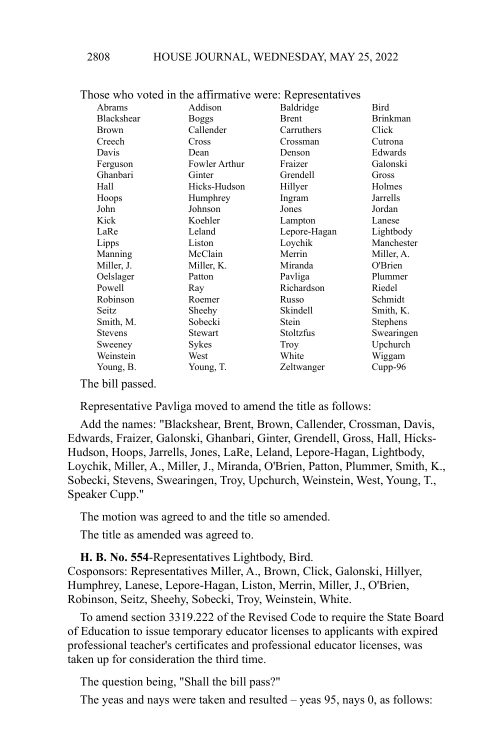Those who voted in the affirmative were: Representatives

| | | | |
|---|---|---|---|
| Abrams | Addison | Baldridge | Bird |
| Blackshear | Boggs | Brent | Brinkman |
| Brown | Callender | Carruthers | Click |
| Creech | Cross | Crossman | Cutrona |
| Davis | Dean | Denson | Edwards |
| Ferguson | Fowler Arthur | Fraizer | Galonski |
| Ghanbari | Ginter | Grendell | Gross |
| Hall | Hicks-Hudson | Hillyer | Holmes |
| Hoops | Humphrey | Ingram | Jarrells |
| John | Johnson | Jones | Jordan |
| Kick | Koehler | Lampton | Lanese |
| LaRe | Leland | Lepore-Hagan | Lightbody |
| Lipps | Liston | Loychik | Manchester |
| Manning | McClain | Merrin | Miller, A. |
| Miller, J. | Miller, K. | Miranda | O'Brien |
| Oelslager | Patton | Pavliga | Plummer |
| Powell | Ray | Richardson | Riedel |
| Robinson | Roemer | Russo | Schmidt |
| Seitz | Sheehy | Skindell | Smith, K. |
| Smith, M. | Sobecki | Stein | Stephens |
| Stevens | Stewart | Stoltzfus | Swearingen |
| Sweeney | Sykes | Troy | Upchurch |
| Weinstein | West | White | Wiggam |
| Young, B. | Young, T. | Zeltwanger | Cupp-96 |

The bill passed.

Representative Pavliga moved to amend the title as follows:

Add the names: "Blackshear, Brent, Brown, Callender, Crossman, Davis, Edwards, Fraizer, Galonski, Ghanbari, Ginter, Grendell, Gross, Hall, Hicks-Hudson, Hoops, Jarrells, Jones, LaRe, Leland, Lepore-Hagan, Lightbody, Loychik, Miller, A., Miller, J., Miranda, O'Brien, Patton, Plummer, Smith, K., Sobecki, Stevens, Swearingen, Troy, Upchurch, Weinstein, West, Young, T., Speaker Cupp."

The motion was agreed to and the title so amended.

The title as amended was agreed to.

**H. B. No. 554**-Representatives Lightbody, Bird.
Cosponsors: Representatives Miller, A., Brown, Click, Galonski, Hillyer, Humphrey, Lanese, Lepore-Hagan, Liston, Merrin, Miller, J., O'Brien, Robinson, Seitz, Sheehy, Sobecki, Troy, Weinstein, White.

To amend section 3319.222 of the Revised Code to require the State Board of Education to issue temporary educator licenses to applicants with expired professional teacher's certificates and professional educator licenses, was taken up for consideration the third time.

The question being, "Shall the bill pass?"

The yeas and nays were taken and resulted – yeas 95, nays 0, as follows: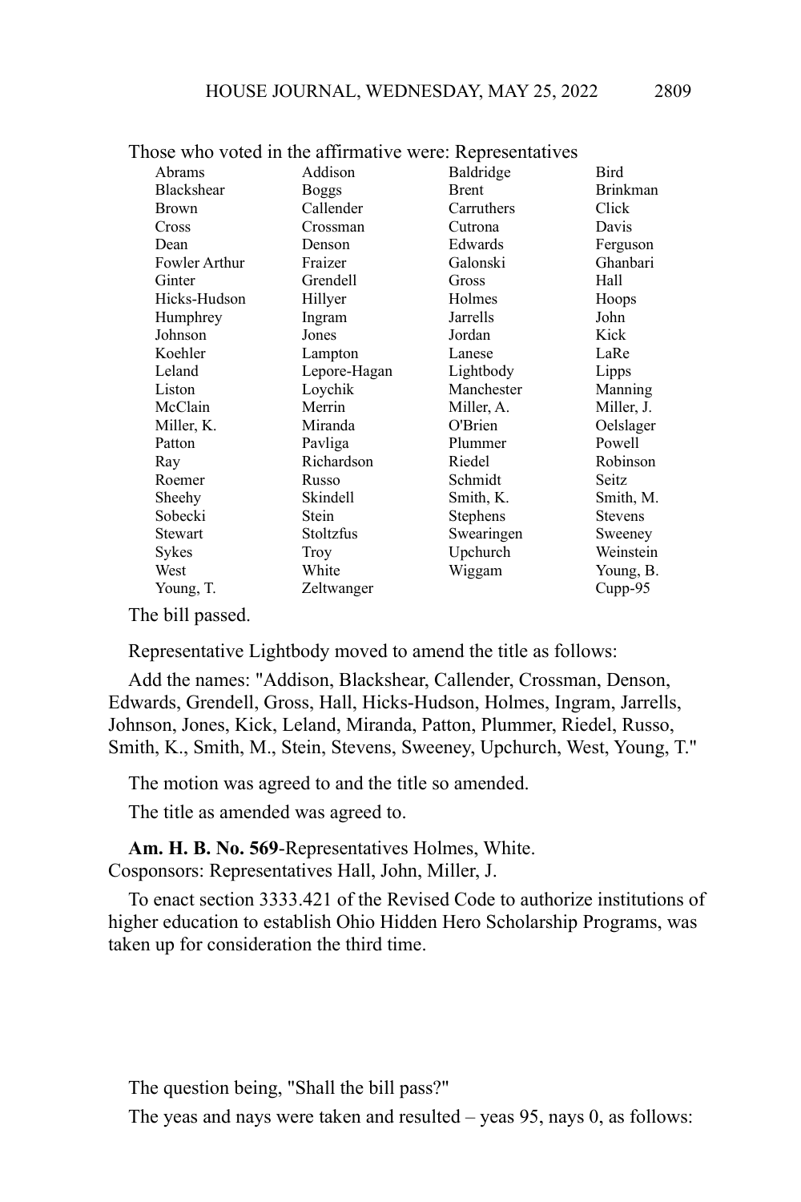Those who voted in the affirmative were: Representatives

| | | | |
|---|---|---|---|
| Abrams | Addison | Baldridge | Bird |
| Blackshear | Boggs | Brent | Brinkman |
| Brown | Callender | Carruthers | Click |
| Cross | Crossman | Cutrona | Davis |
| Dean | Denson | Edwards | Ferguson |
| Fowler Arthur | Fraizer | Galonski | Ghanbari |
| Ginter | Grendell | Gross | Hall |
| Hicks-Hudson | Hillyer | Holmes | Hoops |
| Humphrey | Ingram | Jarrells | John |
| Johnson | Jones | Jordan | Kick |
| Koehler | Lampton | Lanese | LaRe |
| Leland | Lepore-Hagan | Lightbody | Lipps |
| Liston | Loychik | Manchester | Manning |
| McClain | Merrin | Miller, A. | Miller, J. |
| Miller, K. | Miranda | O'Brien | Oelslager |
| Patton | Pavliga | Plummer | Powell |
| Ray | Richardson | Riedel | Robinson |
| Roemer | Russo | Schmidt | Seitz |
| Sheehy | Skindell | Smith, K. | Smith, M. |
| Sobecki | Stein | Stephens | Stevens |
| Stewart | Stoltzfus | Swearingen | Sweeney |
| Sykes | Troy | Upchurch | Weinstein |
| West | White | Wiggam | Young, B. |
| Young, T. | Zeltwanger | | Cupp-95 |

The bill passed.

Representative Lightbody moved to amend the title as follows:

Add the names: "Addison, Blackshear, Callender, Crossman, Denson, Edwards, Grendell, Gross, Hall, Hicks-Hudson, Holmes, Ingram, Jarrells, Johnson, Jones, Kick, Leland, Miranda, Patton, Plummer, Riedel, Russo, Smith, K., Smith, M., Stein, Stevens, Sweeney, Upchurch, West, Young, T."

The motion was agreed to and the title so amended.

The title as amended was agreed to.

**Am. H. B. No. 569**-Representatives Holmes, White.
Cosponsors: Representatives Hall, John, Miller, J.

To enact section 3333.421 of the Revised Code to authorize institutions of higher education to establish Ohio Hidden Hero Scholarship Programs, was taken up for consideration the third time.

The question being, "Shall the bill pass?"

The yeas and nays were taken and resulted – yeas 95, nays 0, as follows: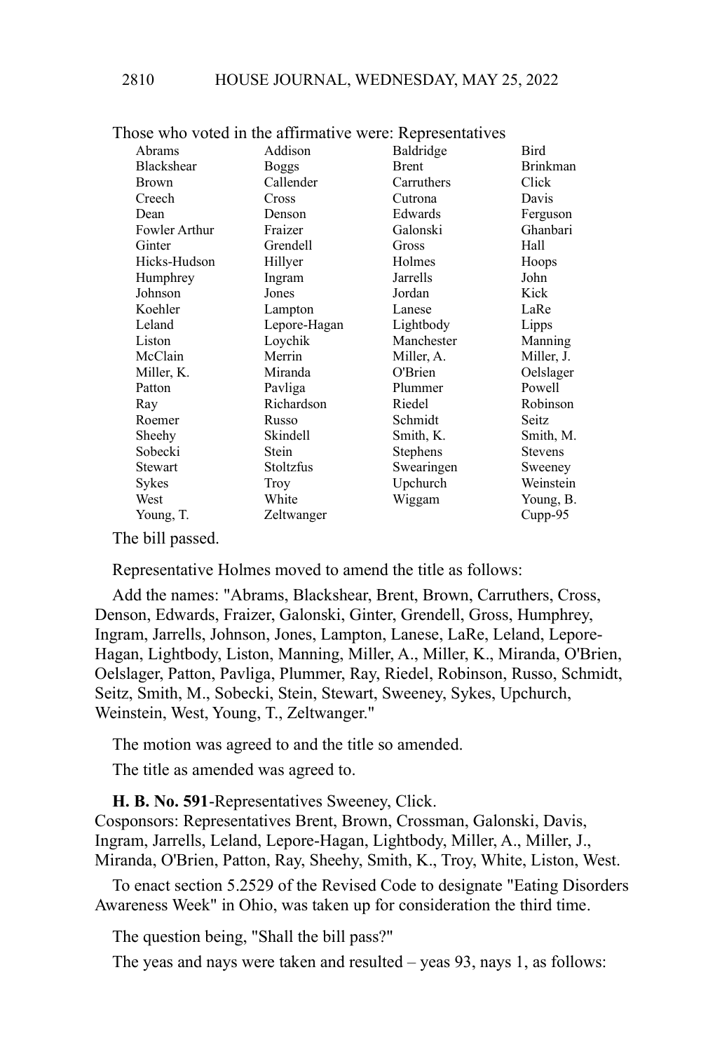Those who voted in the affirmative were: Representatives

| | | | |
|---|---|---|---|
| Abrams | Addison | Baldridge | Bird |
| Blackshear | Boggs | Brent | Brinkman |
| Brown | Callender | Carruthers | Click |
| Creech | Cross | Cutrona | Davis |
| Dean | Denson | Edwards | Ferguson |
| Fowler Arthur | Fraizer | Galonski | Ghanbari |
| Ginter | Grendell | Gross | Hall |
| Hicks-Hudson | Hillyer | Holmes | Hoops |
| Humphrey | Ingram | Jarrells | John |
| Johnson | Jones | Jordan | Kick |
| Koehler | Lampton | Lanese | LaRe |
| Leland | Lepore-Hagan | Lightbody | Lipps |
| Liston | Loychik | Manchester | Manning |
| McClain | Merrin | Miller, A. | Miller, J. |
| Miller, K. | Miranda | O'Brien | Oelslager |
| Patton | Pavliga | Plummer | Powell |
| Ray | Richardson | Riedel | Robinson |
| Roemer | Russo | Schmidt | Seitz |
| Sheehy | Skindell | Smith, K. | Smith, M. |
| Sobecki | Stein | Stephens | Stevens |
| Stewart | Stoltzfus | Swearingen | Sweeney |
| Sykes | Troy | Upchurch | Weinstein |
| West | White | Wiggam | Young, B. |
| Young, T. | Zeltwanger | | Cupp-95 |

The bill passed.

Representative Holmes moved to amend the title as follows:

Add the names: "Abrams, Blackshear, Brent, Brown, Carruthers, Cross, Denson, Edwards, Fraizer, Galonski, Ginter, Grendell, Gross, Humphrey, Ingram, Jarrells, Johnson, Jones, Lampton, Lanese, LaRe, Leland, Lepore-Hagan, Lightbody, Liston, Manning, Miller, A., Miller, K., Miranda, O'Brien, Oelslager, Patton, Pavliga, Plummer, Ray, Riedel, Robinson, Russo, Schmidt, Seitz, Smith, M., Sobecki, Stein, Stewart, Sweeney, Sykes, Upchurch, Weinstein, West, Young, T., Zeltwanger."

The motion was agreed to and the title so amended.

The title as amended was agreed to.

**H. B. No. 591**-Representatives Sweeney, Click.
Cosponsors: Representatives Brent, Brown, Crossman, Galonski, Davis, Ingram, Jarrells, Leland, Lepore-Hagan, Lightbody, Miller, A., Miller, J., Miranda, O'Brien, Patton, Ray, Sheehy, Smith, K., Troy, White, Liston, West.

To enact section 5.2529 of the Revised Code to designate "Eating Disorders Awareness Week" in Ohio, was taken up for consideration the third time.

The question being, "Shall the bill pass?"

The yeas and nays were taken and resulted – yeas 93, nays 1, as follows: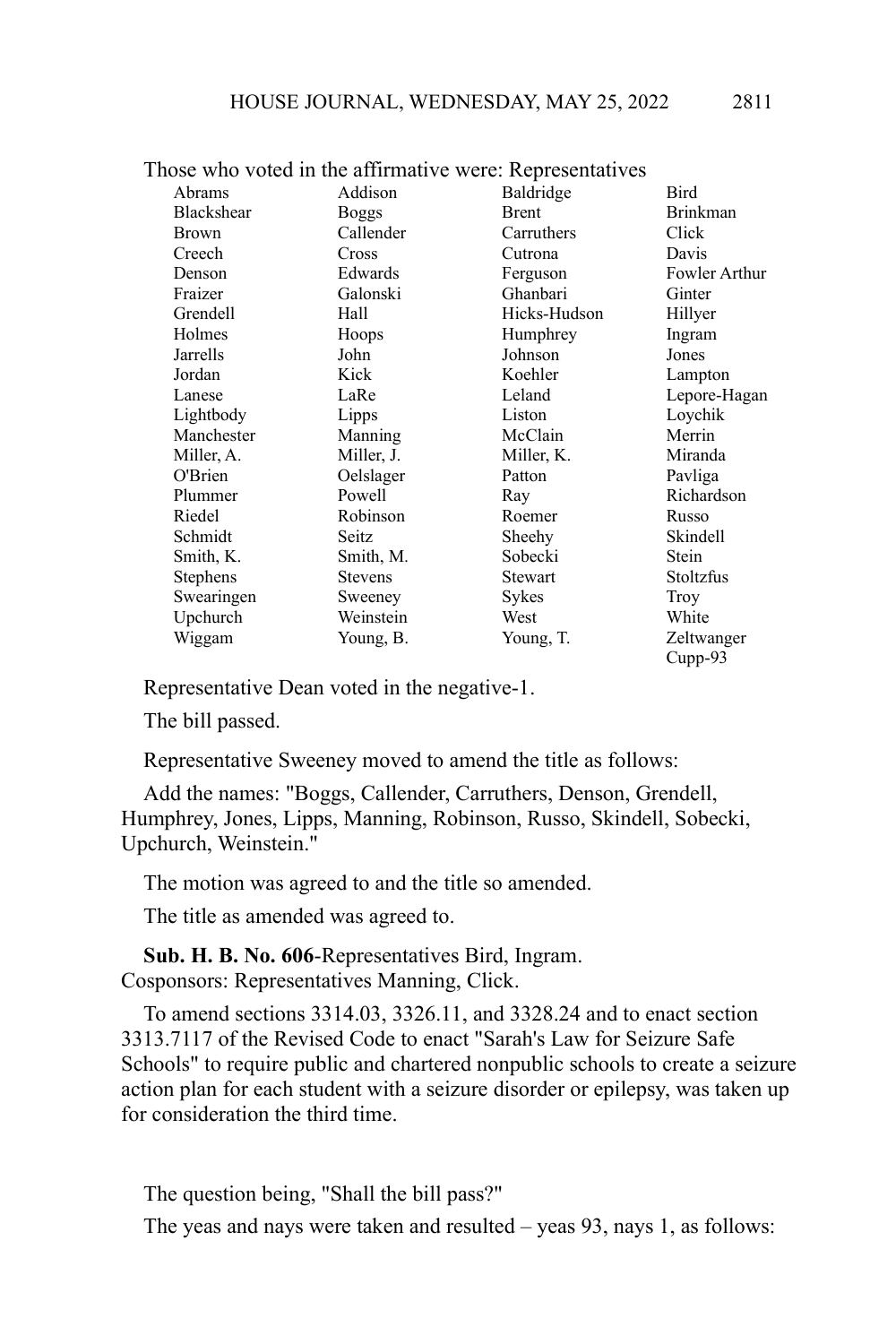Those who voted in the affirmative were: Representatives

| | | | |
|---|---|---|---|
| Abrams | Addison | Baldridge | Bird |
| Blackshear | Boggs | Brent | Brinkman |
| Brown | Callender | Carruthers | Click |
| Creech | Cross | Cutrona | Davis |
| Denson | Edwards | Ferguson | Fowler Arthur |
| Fraizer | Galonski | Ghanbari | Ginter |
| Grendell | Hall | Hicks-Hudson | Hillyer |
| Holmes | Hoops | Humphrey | Ingram |
| Jarrells | John | Johnson | Jones |
| Jordan | Kick | Koehler | Lampton |
| Lanese | LaRe | Leland | Lepore-Hagan |
| Lightbody | Lipps | Liston | Loychik |
| Manchester | Manning | McClain | Merrin |
| Miller, A. | Miller, J. | Miller, K. | Miranda |
| O'Brien | Oelslager | Patton | Pavliga |
| Plummer | Powell | Ray | Richardson |
| Riedel | Robinson | Roemer | Russo |
| Schmidt | Seitz | Sheehy | Skindell |
| Smith, K. | Smith, M. | Sobecki | Stein |
| Stephens | Stevens | Stewart | Stoltzfus |
| Swearingen | Sweeney | Sykes | Troy |
| Upchurch | Weinstein | West | White |
| Wiggam | Young, B. | Young, T. | Zeltwanger |
| | | | Cupp-93 |

Representative Dean voted in the negative-1.

The bill passed.

Representative Sweeney moved to amend the title as follows:

Add the names: "Boggs, Callender, Carruthers, Denson, Grendell, Humphrey, Jones, Lipps, Manning, Robinson, Russo, Skindell, Sobecki, Upchurch, Weinstein."

The motion was agreed to and the title so amended.

The title as amended was agreed to.

**Sub. H. B. No. 606**-Representatives Bird, Ingram.
Cosponsors: Representatives Manning, Click.

To amend sections 3314.03, 3326.11, and 3328.24 and to enact section 3313.7117 of the Revised Code to enact "Sarah's Law for Seizure Safe Schools" to require public and chartered nonpublic schools to create a seizure action plan for each student with a seizure disorder or epilepsy, was taken up for consideration the third time.

The question being, "Shall the bill pass?"

The yeas and nays were taken and resulted – yeas 93, nays 1, as follows: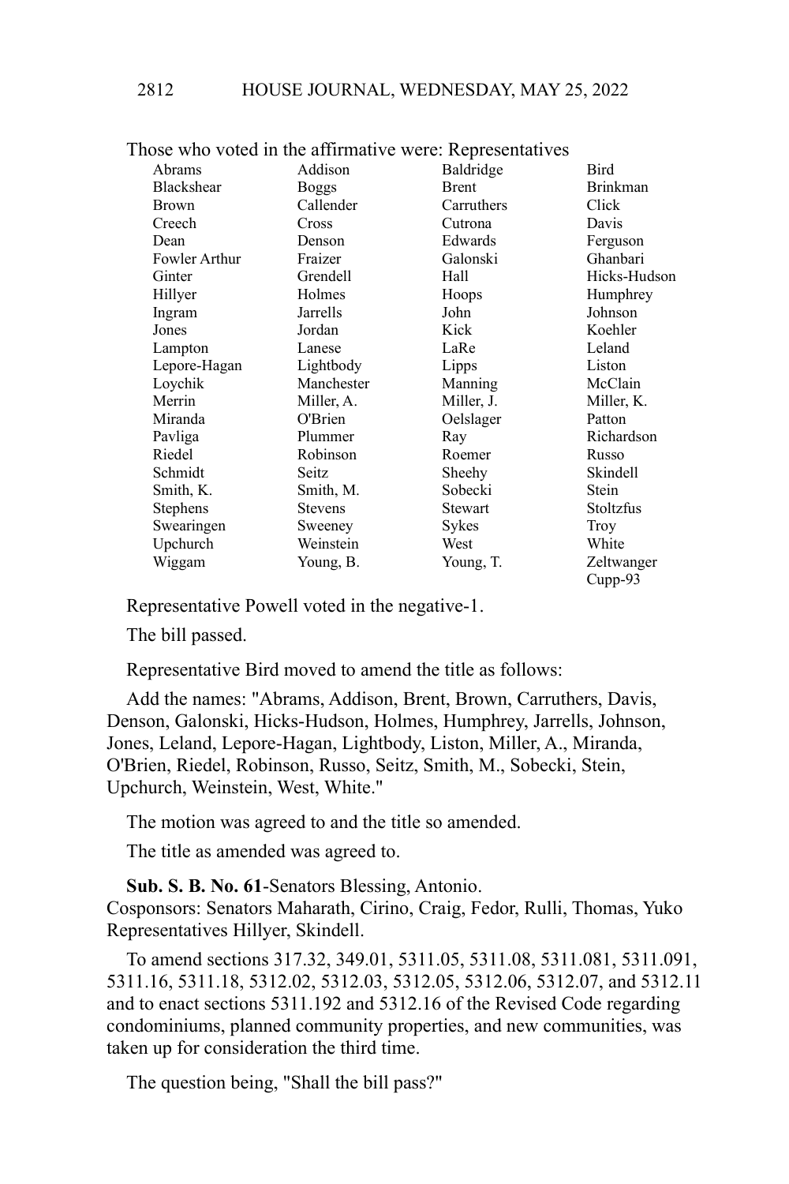Those who voted in the affirmative were: Representatives

| | | | |
|---|---|---|---|
| Abrams | Addison | Baldridge | Bird |
| Blackshear | Boggs | Brent | Brinkman |
| Brown | Callender | Carruthers | Click |
| Creech | Cross | Cutrona | Davis |
| Dean | Denson | Edwards | Ferguson |
| Fowler Arthur | Fraizer | Galonski | Ghanbari |
| Ginter | Grendell | Hall | Hicks-Hudson |
| Hillyer | Holmes | Hoops | Humphrey |
| Ingram | Jarrells | John | Johnson |
| Jones | Jordan | Kick | Koehler |
| Lampton | Lanese | LaRe | Leland |
| Lepore-Hagan | Lightbody | Lipps | Liston |
| Loychik | Manchester | Manning | McClain |
| Merrin | Miller, A. | Miller, J. | Miller, K. |
| Miranda | O'Brien | Oelslager | Patton |
| Pavliga | Plummer | Ray | Richardson |
| Riedel | Robinson | Roemer | Russo |
| Schmidt | Seitz | Sheehy | Skindell |
| Smith, K. | Smith, M. | Sobecki | Stein |
| Stephens | Stevens | Stewart | Stoltzfus |
| Swearingen | Sweeney | Sykes | Troy |
| Upchurch | Weinstein | West | White |
| Wiggam | Young, B. | Young, T. | Zeltwanger |
| | | | Cupp-93 |

Representative Powell voted in the negative-1.

The bill passed.

Representative Bird moved to amend the title as follows:

Add the names: "Abrams, Addison, Brent, Brown, Carruthers, Davis, Denson, Galonski, Hicks-Hudson, Holmes, Humphrey, Jarrells, Johnson, Jones, Leland, Lepore-Hagan, Lightbody, Liston, Miller, A., Miranda, O'Brien, Riedel, Robinson, Russo, Seitz, Smith, M., Sobecki, Stein, Upchurch, Weinstein, West, White."

The motion was agreed to and the title so amended.

The title as amended was agreed to.

**Sub. S. B. No. 61**-Senators Blessing, Antonio.
Cosponsors: Senators Maharath, Cirino, Craig, Fedor, Rulli, Thomas, Yuko
Representatives Hillyer, Skindell.

To amend sections 317.32, 349.01, 5311.05, 5311.08, 5311.081, 5311.091, 5311.16, 5311.18, 5312.02, 5312.03, 5312.05, 5312.06, 5312.07, and 5312.11 and to enact sections 5311.192 and 5312.16 of the Revised Code regarding condominiums, planned community properties, and new communities, was taken up for consideration the third time.

The question being, "Shall the bill pass?"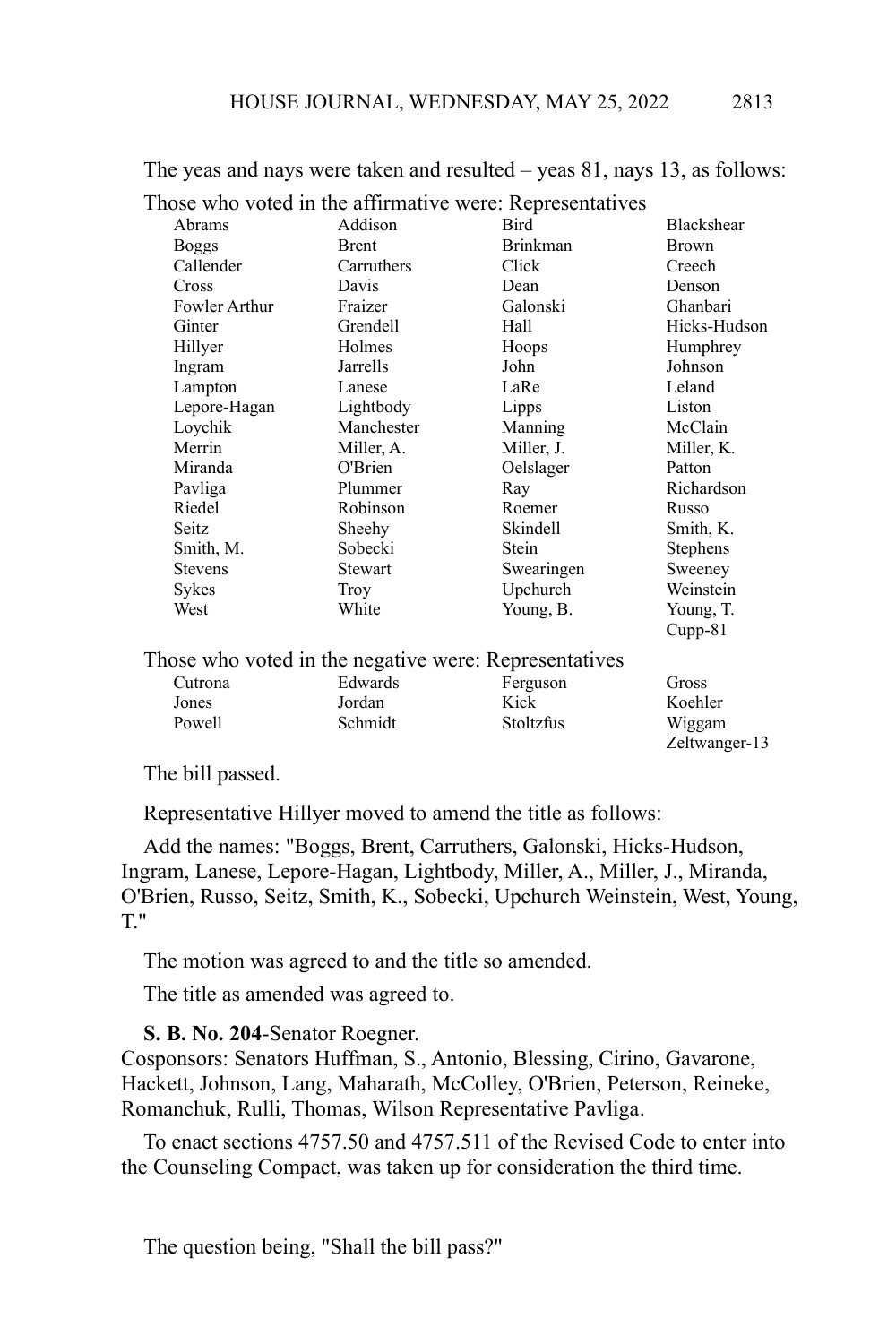The yeas and nays were taken and resulted – yeas 81, nays 13, as follows:

Those who voted in the affirmative were: Representatives

| | | | |
|---|---|---|---|
| Abrams | Addison | Bird | Blackshear |
| Boggs | Brent | Brinkman | Brown |
| Callender | Carruthers | Click | Creech |
| Cross | Davis | Dean | Denson |
| Fowler Arthur | Fraizer | Galonski | Ghanbari |
| Ginter | Grendell | Hall | Hicks-Hudson |
| Hillyer | Holmes | Hoops | Humphrey |
| Ingram | Jarrells | John | Johnson |
| Lampton | Lanese | LaRe | Leland |
| Lepore-Hagan | Lightbody | Lipps | Liston |
| Loychik | Manchester | Manning | McClain |
| Merrin | Miller, A. | Miller, J. | Miller, K. |
| Miranda | O'Brien | Oelslager | Patton |
| Pavliga | Plummer | Ray | Richardson |
| Riedel | Robinson | Roemer | Russo |
| Seitz | Sheehy | Skindell | Smith, K. |
| Smith, M. | Sobecki | Stein | Stephens |
| Stevens | Stewart | Swearingen | Sweeney |
| Sykes | Troy | Upchurch | Weinstein |
| West | White | Young, B. | Young, T. |
| | | | Cupp-81 |

Those who voted in the negative were: Representatives

| | | | |
|---|---|---|---|
| Cutrona | Edwards | Ferguson | Gross |
| Jones | Jordan | Kick | Koehler |
| Powell | Schmidt | Stoltzfus | Wiggam |
| | | | Zeltwanger-13 |

The bill passed.

Representative Hillyer moved to amend the title as follows:

Add the names: "Boggs, Brent, Carruthers, Galonski, Hicks-Hudson, Ingram, Lanese, Lepore-Hagan, Lightbody, Miller, A., Miller, J., Miranda, O'Brien, Russo, Seitz, Smith, K., Sobecki, Upchurch Weinstein, West, Young, T."

The motion was agreed to and the title so amended.

The title as amended was agreed to.

**S. B. No. 204**-Senator Roegner.
Cosponsors: Senators Huffman, S., Antonio, Blessing, Cirino, Gavarone, Hackett, Johnson, Lang, Maharath, McColley, O'Brien, Peterson, Reineke, Romanchuk, Rulli, Thomas, Wilson Representative Pavliga.

To enact sections 4757.50 and 4757.511 of the Revised Code to enter into the Counseling Compact, was taken up for consideration the third time.

The question being, "Shall the bill pass?"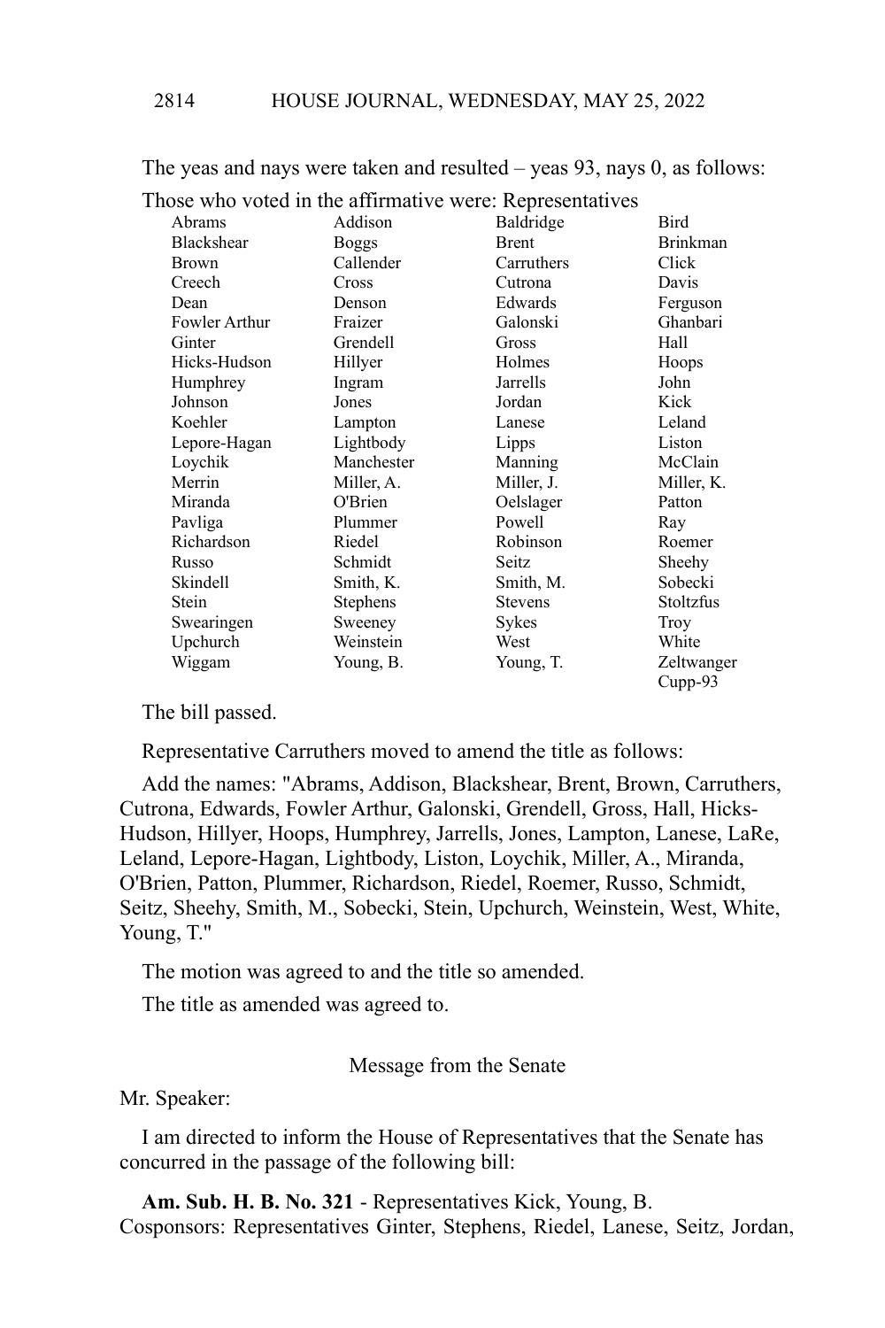The yeas and nays were taken and resulted – yeas 93, nays 0, as follows:

Those who voted in the affirmative were: Representatives

| | | | |
|---|---|---|---|
| Abrams | Addison | Baldridge | Bird |
| Blackshear | Boggs | Brent | Brinkman |
| Brown | Callender | Carruthers | Click |
| Creech | Cross | Cutrona | Davis |
| Dean | Denson | Edwards | Ferguson |
| Fowler Arthur | Fraizer | Galonski | Ghanbari |
| Ginter | Grendell | Gross | Hall |
| Hicks-Hudson | Hillyer | Holmes | Hoops |
| Humphrey | Ingram | Jarrells | John |
| Johnson | Jones | Jordan | Kick |
| Koehler | Lampton | Lanese | Leland |
| Lepore-Hagan | Lightbody | Lipps | Liston |
| Loychik | Manchester | Manning | McClain |
| Merrin | Miller, A. | Miller, J. | Miller, K. |
| Miranda | O'Brien | Oelslager | Patton |
| Pavliga | Plummer | Powell | Ray |
| Richardson | Riedel | Robinson | Roemer |
| Russo | Schmidt | Seitz | Sheehy |
| Skindell | Smith, K. | Smith, M. | Sobecki |
| Stein | Stephens | Stevens | Stoltzfus |
| Swearingen | Sweeney | Sykes | Troy |
| Upchurch | Weinstein | West | White |
| Wiggam | Young, B. | Young, T. | Zeltwanger |
| | | | Cupp-93 |

The bill passed.

Representative Carruthers moved to amend the title as follows:

Add the names: "Abrams, Addison, Blackshear, Brent, Brown, Carruthers, Cutrona, Edwards, Fowler Arthur, Galonski, Grendell, Gross, Hall, Hicks-Hudson, Hillyer, Hoops, Humphrey, Jarrells, Jones, Lampton, Lanese, LaRe, Leland, Lepore-Hagan, Lightbody, Liston, Loychik, Miller, A., Miranda, O'Brien, Patton, Plummer, Richardson, Riedel, Roemer, Russo, Schmidt, Seitz, Sheehy, Smith, M., Sobecki, Stein, Upchurch, Weinstein, West, White, Young, T."

The motion was agreed to and the title so amended.

The title as amended was agreed to.

## Message from the Senate

Mr. Speaker:

I am directed to inform the House of Representatives that the Senate has concurred in the passage of the following bill:

**Am. Sub. H. B. No. 321** - Representatives Kick, Young, B. Cosponsors: Representatives Ginter, Stephens, Riedel, Lanese, Seitz, Jordan,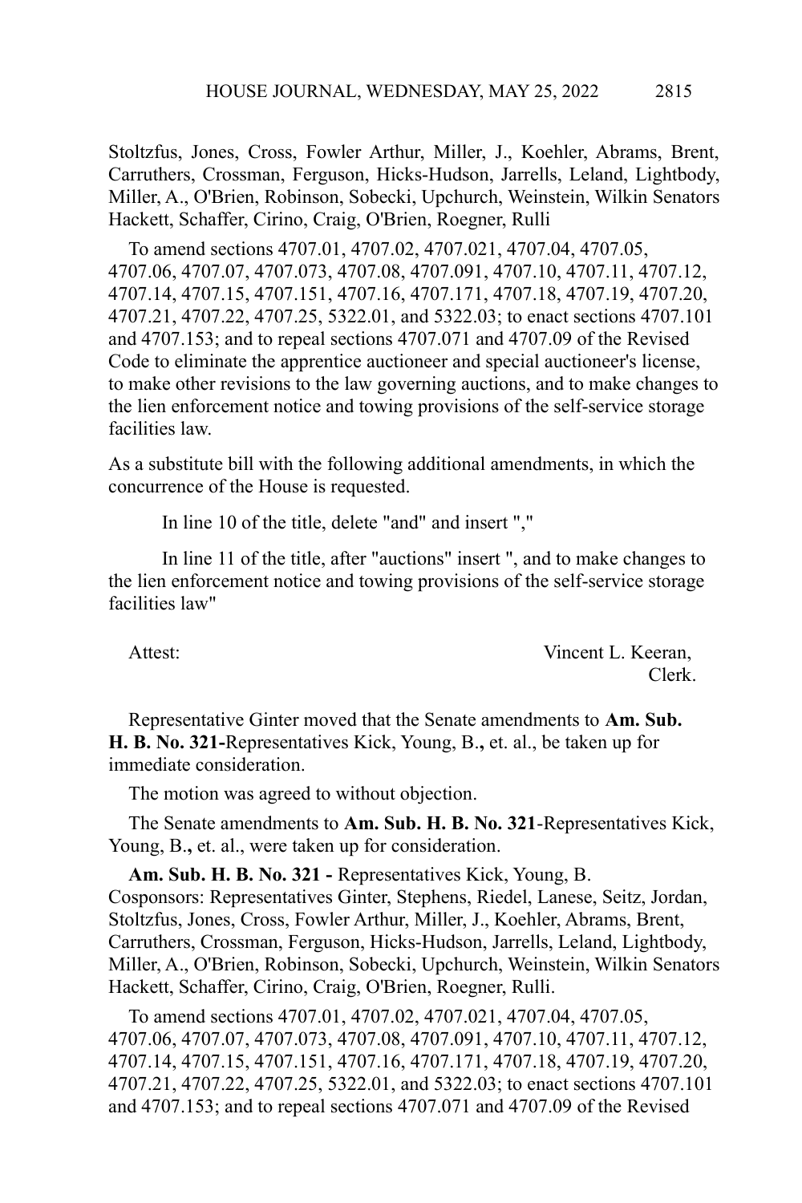Stoltzfus, Jones, Cross, Fowler Arthur, Miller, J., Koehler, Abrams, Brent, Carruthers, Crossman, Ferguson, Hicks-Hudson, Jarrells, Leland, Lightbody, Miller, A., O'Brien, Robinson, Sobecki, Upchurch, Weinstein, Wilkin Senators Hackett, Schaffer, Cirino, Craig, O'Brien, Roegner, Rulli

To amend sections 4707.01, 4707.02, 4707.021, 4707.04, 4707.05, 4707.06, 4707.07, 4707.073, 4707.08, 4707.091, 4707.10, 4707.11, 4707.12, 4707.14, 4707.15, 4707.151, 4707.16, 4707.171, 4707.18, 4707.19, 4707.20, 4707.21, 4707.22, 4707.25, 5322.01, and 5322.03; to enact sections 4707.101 and 4707.153; and to repeal sections 4707.071 and 4707.09 of the Revised Code to eliminate the apprentice auctioneer and special auctioneer's license, to make other revisions to the law governing auctions, and to make changes to the lien enforcement notice and towing provisions of the self-service storage facilities law.

As a substitute bill with the following additional amendments, in which the concurrence of the House is requested.

In line 10 of the title, delete "and" and insert ","

In line 11 of the title, after "auctions" insert ", and to make changes to the lien enforcement notice and towing provisions of the self-service storage facilities law"

Attest: Vincent L. Keeran,
Clerk.

Representative Ginter moved that the Senate amendments to **Am. Sub. H. B. No. 321**-Representatives Kick, Young, B., et. al., be taken up for immediate consideration.

The motion was agreed to without objection.

The Senate amendments to **Am. Sub. H. B. No. 321**-Representatives Kick, Young, B., et. al., were taken up for consideration.

**Am. Sub. H. B. No. 321 -** Representatives Kick, Young, B.
Cosponsors: Representatives Ginter, Stephens, Riedel, Lanese, Seitz, Jordan, Stoltzfus, Jones, Cross, Fowler Arthur, Miller, J., Koehler, Abrams, Brent, Carruthers, Crossman, Ferguson, Hicks-Hudson, Jarrells, Leland, Lightbody, Miller, A., O'Brien, Robinson, Sobecki, Upchurch, Weinstein, Wilkin Senators Hackett, Schaffer, Cirino, Craig, O'Brien, Roegner, Rulli.

To amend sections 4707.01, 4707.02, 4707.021, 4707.04, 4707.05, 4707.06, 4707.07, 4707.073, 4707.08, 4707.091, 4707.10, 4707.11, 4707.12, 4707.14, 4707.15, 4707.151, 4707.16, 4707.171, 4707.18, 4707.19, 4707.20, 4707.21, 4707.22, 4707.25, 5322.01, and 5322.03; to enact sections 4707.101 and 4707.153; and to repeal sections 4707.071 and 4707.09 of the Revised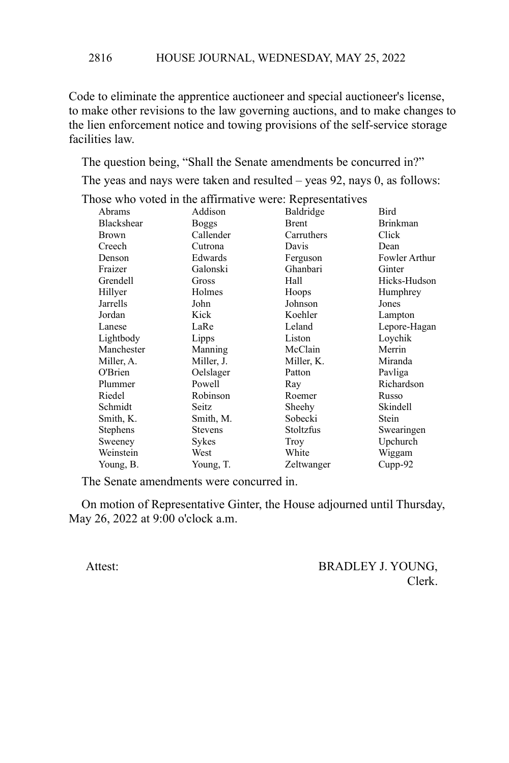Code to eliminate the apprentice auctioneer and special auctioneer's license, to make other revisions to the law governing auctions, and to make changes to the lien enforcement notice and towing provisions of the self-service storage facilities law.

The question being, "Shall the Senate amendments be concurred in?"

The yeas and nays were taken and resulted – yeas 92, nays 0, as follows:

Those who voted in the affirmative were: Representatives

| | | | |
|---|---|---|---|
| Abrams | Addison | Baldridge | Bird |
| Blackshear | Boggs | Brent | Brinkman |
| Brown | Callender | Carruthers | Click |
| Creech | Cutrona | Davis | Dean |
| Denson | Edwards | Ferguson | Fowler Arthur |
| Fraizer | Galonski | Ghanbari | Ginter |
| Grendell | Gross | Hall | Hicks-Hudson |
| Hillyer | Holmes | Hoops | Humphrey |
| Jarrells | John | Johnson | Jones |
| Jordan | Kick | Koehler | Lampton |
| Lanese | LaRe | Leland | Lepore-Hagan |
| Lightbody | Lipps | Liston | Loychik |
| Manchester | Manning | McClain | Merrin |
| Miller, A. | Miller, J. | Miller, K. | Miranda |
| O'Brien | Oelslager | Patton | Pavliga |
| Plummer | Powell | Ray | Richardson |
| Riedel | Robinson | Roemer | Russo |
| Schmidt | Seitz | Sheehy | Skindell |
| Smith, K. | Smith, M. | Sobecki | Stein |
| Stephens | Stevens | Stoltzfus | Swearingen |
| Sweeney | Sykes | Troy | Upchurch |
| Weinstein | West | White | Wiggam |
| Young, B. | Young, T. | Zeltwanger | Cupp-92 |

The Senate amendments were concurred in.

On motion of Representative Ginter, the House adjourned until Thursday, May 26, 2022 at 9:00 o'clock a.m.

Attest: BRADLEY J. YOUNG, Clerk.